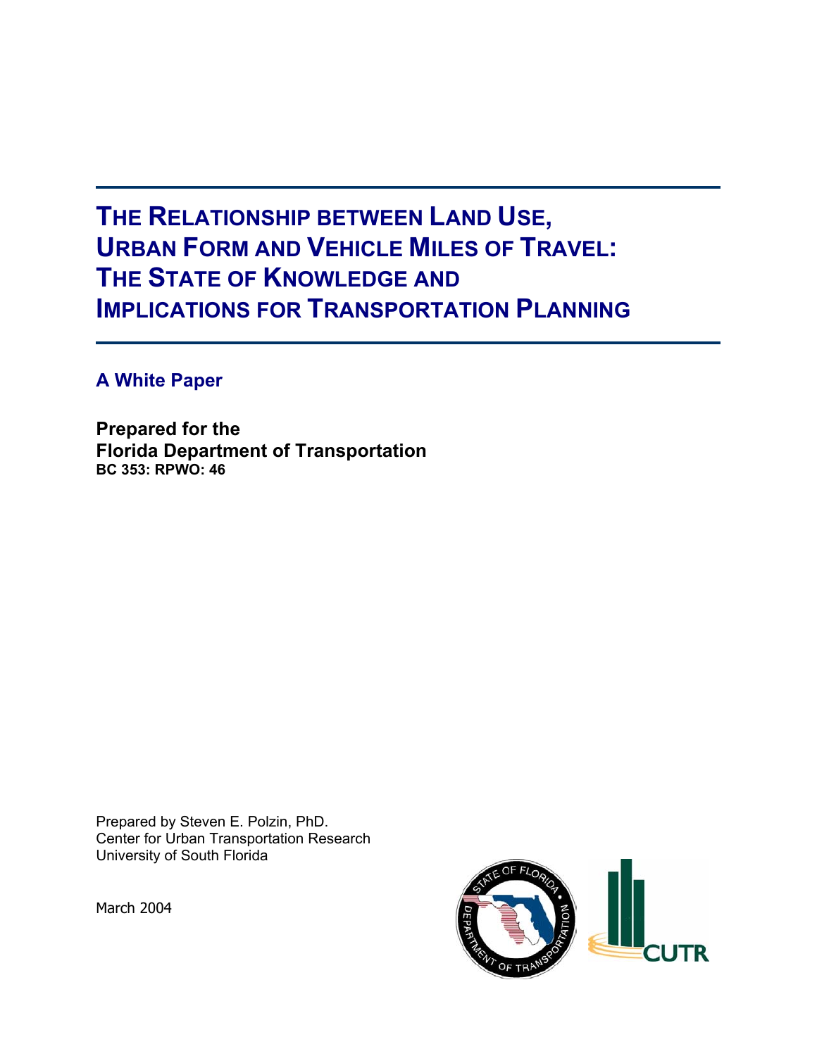# THE RELATIONSHIP BETWEEN LAND USE, URBAN FORM AND VEHICLE MILES OF TRAVEL: THE STATE OF KNOWLEDGE AND IMPLICATIONS FOR TRANSPORTATION PLANNING

## A White Paper

**Prepared for the**
**Florida Department of Transportation**
**BC 353: RPWO: 46**

Prepared by Steven E. Polzin, PhD.
Center for Urban Transportation Research
University of South Florida

March 2004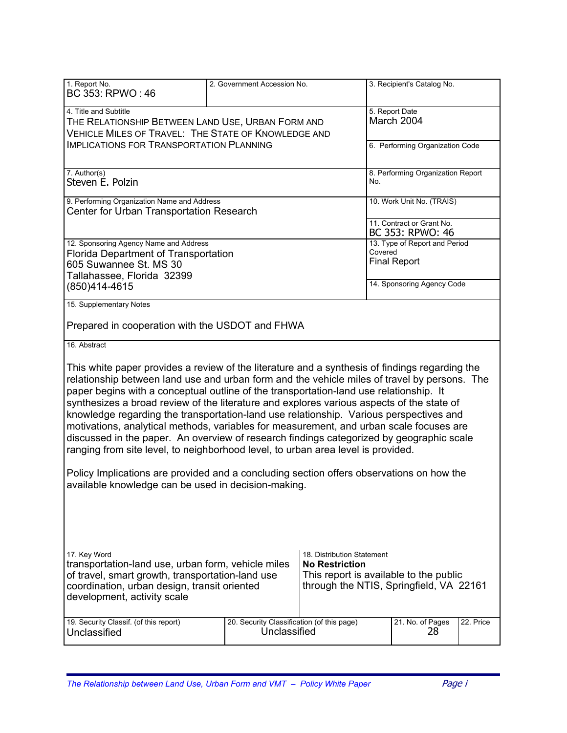| 1. Report No.<br>BC 353: RPWO : 46 | 2. Government Accession No. | 3. Recipient's Catalog No. |
|---|---|---|
| 4. Title and Subtitle<br>THE RELATIONSHIP BETWEEN LAND USE, URBAN FORM AND VEHICLE MILES OF TRAVEL: THE STATE OF KNOWLEDGE AND IMPLICATIONS FOR TRANSPORTATION PLANNING | | 5. Report Date<br>March 2004 |
| | | 6. Performing Organization Code |
| 7. Author(s)<br>Steven E. Polzin | | 8. Performing Organization Report No. |
| 9. Performing Organization Name and Address<br>Center for Urban Transportation Research | | 10. Work Unit No. (TRAIS) |
| | | 11. Contract or Grant No.<br>BC 353: RPWO: 46 |
| 12. Sponsoring Agency Name and Address<br>Florida Department of Transportation<br>605 Suwannee St. MS 30<br>Tallahassee, Florida 32399<br>(850)414-4615 | | 13. Type of Report and Period Covered<br>Final Report |
| | | 14. Sponsoring Agency Code |

15. Supplementary Notes

Prepared in cooperation with the USDOT and FHWA

16. Abstract

This white paper provides a review of the literature and a synthesis of findings regarding the relationship between land use and urban form and the vehicle miles of travel by persons. The paper begins with a conceptual outline of the transportation-land use relationship. It synthesizes a broad review of the literature and explores various aspects of the state of knowledge regarding the transportation-land use relationship. Various perspectives and motivations, analytical methods, variables for measurement, and urban scale focuses are discussed in the paper. An overview of research findings categorized by geographic scale ranging from site level, to neighborhood level, to urban area level is provided.

Policy Implications are provided and a concluding section offers observations on how the available knowledge can be used in decision-making.

| 17. Key Word | 18. Distribution Statement |
|---|---|
| transportation-land use, urban form, vehicle miles of travel, smart growth, transportation-land use coordination, urban design, transit oriented development, activity scale | **No Restriction**<br>This report is available to the public through the NTIS, Springfield, VA 22161 |

| 19. Security Classif. (of this report) | 20. Security Classification (of this page) | 21. No. of Pages | 22. Price |
|---|---|---|---|
| Unclassified | Unclassified | 28 | |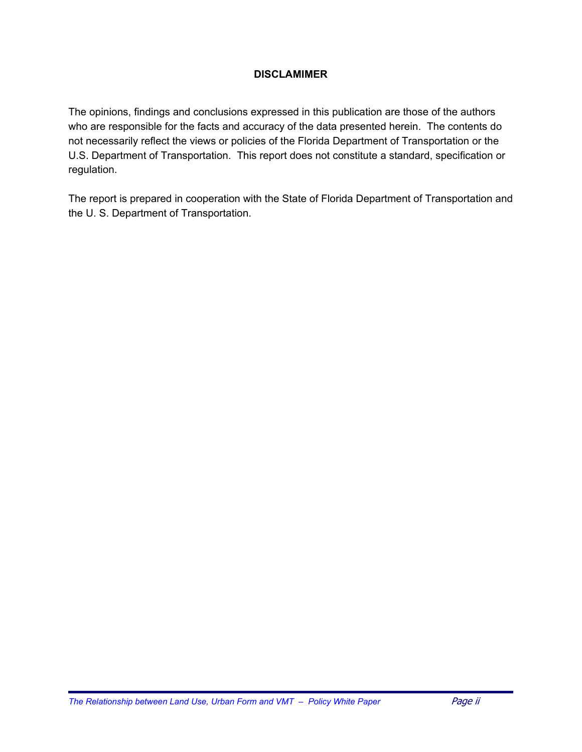## DISCLAMIMER

The opinions, findings and conclusions expressed in this publication are those of the authors who are responsible for the facts and accuracy of the data presented herein. The contents do not necessarily reflect the views or policies of the Florida Department of Transportation or the U.S. Department of Transportation. This report does not constitute a standard, specification or regulation.

The report is prepared in cooperation with the State of Florida Department of Transportation and the U. S. Department of Transportation.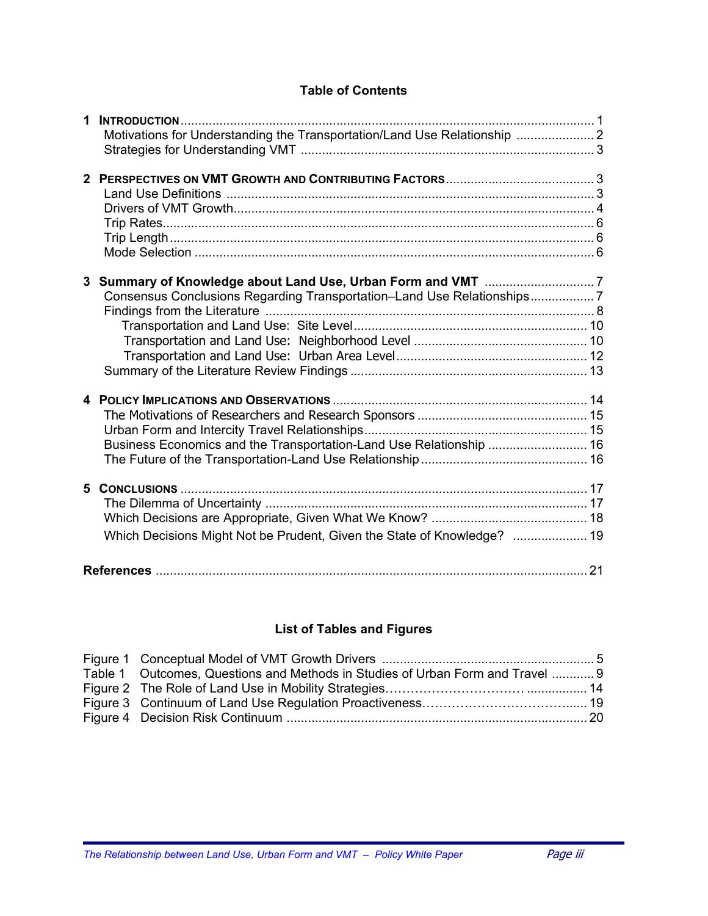## Table of Contents

**1 INTRODUCTION** ... 1
- Motivations for Understanding the Transportation/Land Use Relationship ... 2
- Strategies for Understanding VMT ... 3

**2 PERSPECTIVES ON VMT GROWTH AND CONTRIBUTING FACTORS** ... 3
- Land Use Definitions ... 3
- Drivers of VMT Growth ... 4
- Trip Rates ... 6
- Trip Length ... 6
- Mode Selection ... 6

**3 Summary of Knowledge about Land Use, Urban Form and VMT** ... 7
- Consensus Conclusions Regarding Transportation–Land Use Relationships ... 7
- Findings from the Literature ... 8
  - Transportation and Land Use: Site Level ... 10
  - Transportation and Land Use: Neighborhood Level ... 10
  - Transportation and Land Use: Urban Area Level ... 12
- Summary of the Literature Review Findings ... 13

**4 POLICY IMPLICATIONS AND OBSERVATIONS** ... 14
- The Motivations of Researchers and Research Sponsors ... 15
- Urban Form and Intercity Travel Relationships ... 15
- Business Economics and the Transportation-Land Use Relationship ... 16
- The Future of the Transportation-Land Use Relationship ... 16

**5 CONCLUSIONS** ... 17
- The Dilemma of Uncertainty ... 17
- Which Decisions are Appropriate, Given What We Know? ... 18
- Which Decisions Might Not be Prudent, Given the State of Knowledge? ... 19

**References** ... 21

## List of Tables and Figures

- Figure 1 Conceptual Model of VMT Growth Drivers ... 5
- Table 1 Outcomes, Questions and Methods in Studies of Urban Form and Travel ... 9
- Figure 2 The Role of Land Use in Mobility Strategies ... 14
- Figure 3 Continuum of Land Use Regulation Proactiveness ... 19
- Figure 4 Decision Risk Continuum ... 20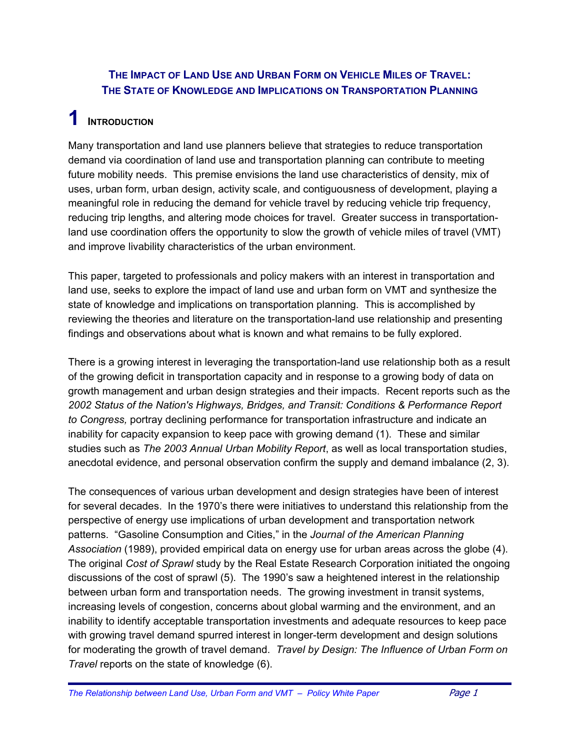## The Impact of Land Use and Urban Form on Vehicle Miles of Travel: The State of Knowledge and Implications on Transportation Planning

# 1 Introduction

Many transportation and land use planners believe that strategies to reduce transportation demand via coordination of land use and transportation planning can contribute to meeting future mobility needs. This premise envisions the land use characteristics of density, mix of uses, urban form, urban design, activity scale, and contiguousness of development, playing a meaningful role in reducing the demand for vehicle travel by reducing vehicle trip frequency, reducing trip lengths, and altering mode choices for travel. Greater success in transportation-land use coordination offers the opportunity to slow the growth of vehicle miles of travel (VMT) and improve livability characteristics of the urban environment.

This paper, targeted to professionals and policy makers with an interest in transportation and land use, seeks to explore the impact of land use and urban form on VMT and synthesize the state of knowledge and implications on transportation planning. This is accomplished by reviewing the theories and literature on the transportation-land use relationship and presenting findings and observations about what is known and what remains to be fully explored.

There is a growing interest in leveraging the transportation-land use relationship both as a result of the growing deficit in transportation capacity and in response to a growing body of data on growth management and urban design strategies and their impacts. Recent reports such as the *2002 Status of the Nation's Highways, Bridges, and Transit: Conditions & Performance Report to Congress,* portray declining performance for transportation infrastructure and indicate an inability for capacity expansion to keep pace with growing demand (1). These and similar studies such as *The 2003 Annual Urban Mobility Report*, as well as local transportation studies, anecdotal evidence, and personal observation confirm the supply and demand imbalance (2, 3).

The consequences of various urban development and design strategies have been of interest for several decades. In the 1970's there were initiatives to understand this relationship from the perspective of energy use implications of urban development and transportation network patterns. "Gasoline Consumption and Cities," in the *Journal of the American Planning Association* (1989), provided empirical data on energy use for urban areas across the globe (4). The original *Cost of Sprawl* study by the Real Estate Research Corporation initiated the ongoing discussions of the cost of sprawl (5). The 1990's saw a heightened interest in the relationship between urban form and transportation needs. The growing investment in transit systems, increasing levels of congestion, concerns about global warming and the environment, and an inability to identify acceptable transportation investments and adequate resources to keep pace with growing travel demand spurred interest in longer-term development and design solutions for moderating the growth of travel demand. *Travel by Design: The Influence of Urban Form on Travel* reports on the state of knowledge (6).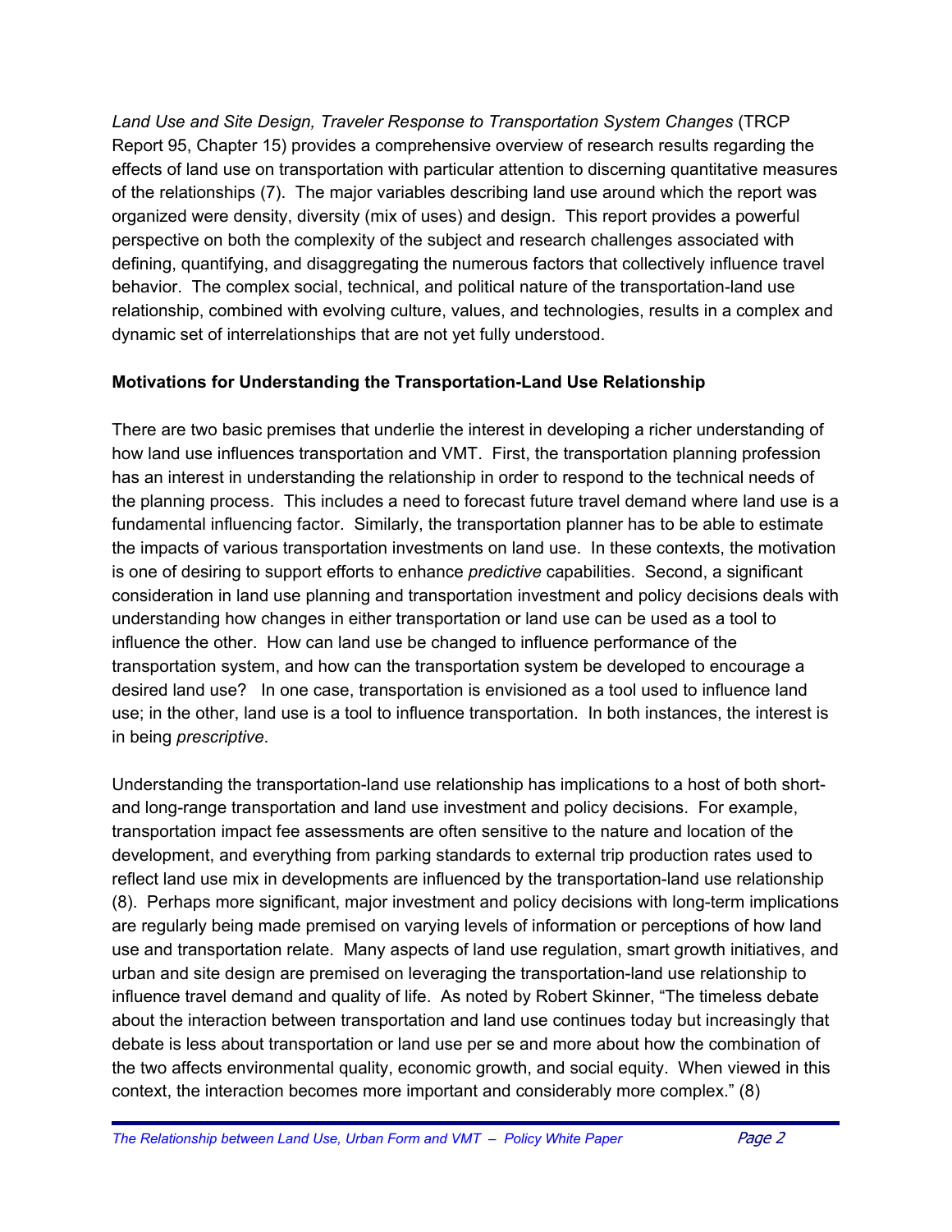*Land Use and Site Design, Traveler Response to Transportation System Changes* (TRCP Report 95, Chapter 15) provides a comprehensive overview of research results regarding the effects of land use on transportation with particular attention to discerning quantitative measures of the relationships (7). The major variables describing land use around which the report was organized were density, diversity (mix of uses) and design. This report provides a powerful perspective on both the complexity of the subject and research challenges associated with defining, quantifying, and disaggregating the numerous factors that collectively influence travel behavior. The complex social, technical, and political nature of the transportation-land use relationship, combined with evolving culture, values, and technologies, results in a complex and dynamic set of interrelationships that are not yet fully understood.

**Motivations for Understanding the Transportation-Land Use Relationship**

There are two basic premises that underlie the interest in developing a richer understanding of how land use influences transportation and VMT. First, the transportation planning profession has an interest in understanding the relationship in order to respond to the technical needs of the planning process. This includes a need to forecast future travel demand where land use is a fundamental influencing factor. Similarly, the transportation planner has to be able to estimate the impacts of various transportation investments on land use. In these contexts, the motivation is one of desiring to support efforts to enhance *predictive* capabilities. Second, a significant consideration in land use planning and transportation investment and policy decisions deals with understanding how changes in either transportation or land use can be used as a tool to influence the other. How can land use be changed to influence performance of the transportation system, and how can the transportation system be developed to encourage a desired land use? In one case, transportation is envisioned as a tool used to influence land use; in the other, land use is a tool to influence transportation. In both instances, the interest is in being *prescriptive*.

Understanding the transportation-land use relationship has implications to a host of both short- and long-range transportation and land use investment and policy decisions. For example, transportation impact fee assessments are often sensitive to the nature and location of the development, and everything from parking standards to external trip production rates used to reflect land use mix in developments are influenced by the transportation-land use relationship (8). Perhaps more significant, major investment and policy decisions with long-term implications are regularly being made premised on varying levels of information or perceptions of how land use and transportation relate. Many aspects of land use regulation, smart growth initiatives, and urban and site design are premised on leveraging the transportation-land use relationship to influence travel demand and quality of life. As noted by Robert Skinner, "The timeless debate about the interaction between transportation and land use continues today but increasingly that debate is less about transportation or land use per se and more about how the combination of the two affects environmental quality, economic growth, and social equity. When viewed in this context, the interaction becomes more important and considerably more complex." (8)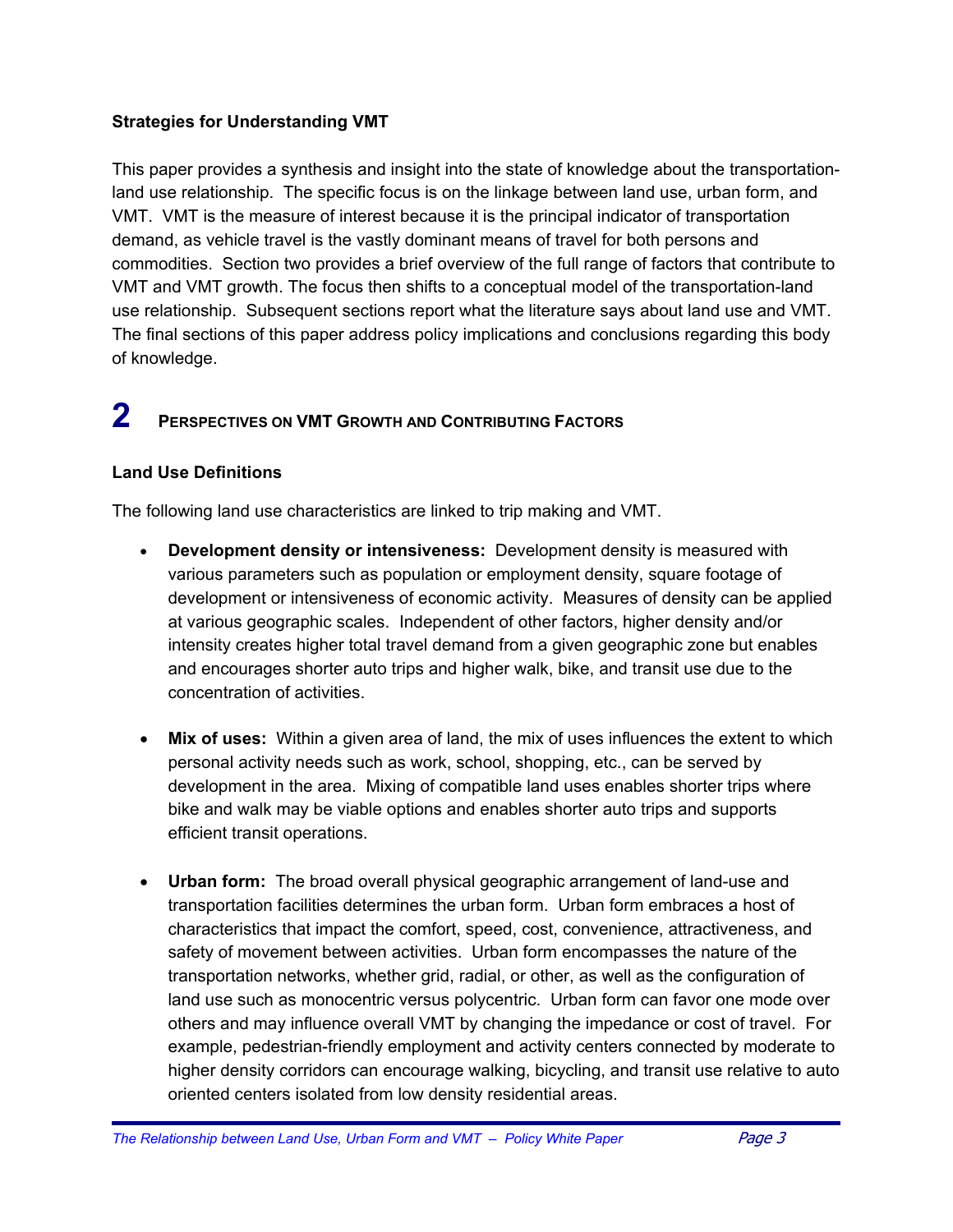### Strategies for Understanding VMT

This paper provides a synthesis and insight into the state of knowledge about the transportation-land use relationship. The specific focus is on the linkage between land use, urban form, and VMT. VMT is the measure of interest because it is the principal indicator of transportation demand, as vehicle travel is the vastly dominant means of travel for both persons and commodities. Section two provides a brief overview of the full range of factors that contribute to VMT and VMT growth. The focus then shifts to a conceptual model of the transportation-land use relationship. Subsequent sections report what the literature says about land use and VMT. The final sections of this paper address policy implications and conclusions regarding this body of knowledge.

# 2 Perspectives on VMT Growth and Contributing Factors

### Land Use Definitions

The following land use characteristics are linked to trip making and VMT.

- **Development density or intensiveness:** Development density is measured with various parameters such as population or employment density, square footage of development or intensiveness of economic activity. Measures of density can be applied at various geographic scales. Independent of other factors, higher density and/or intensity creates higher total travel demand from a given geographic zone but enables and encourages shorter auto trips and higher walk, bike, and transit use due to the concentration of activities.

- **Mix of uses:** Within a given area of land, the mix of uses influences the extent to which personal activity needs such as work, school, shopping, etc., can be served by development in the area. Mixing of compatible land uses enables shorter trips where bike and walk may be viable options and enables shorter auto trips and supports efficient transit operations.

- **Urban form:** The broad overall physical geographic arrangement of land-use and transportation facilities determines the urban form. Urban form embraces a host of characteristics that impact the comfort, speed, cost, convenience, attractiveness, and safety of movement between activities. Urban form encompasses the nature of the transportation networks, whether grid, radial, or other, as well as the configuration of land use such as monocentric versus polycentric. Urban form can favor one mode over others and may influence overall VMT by changing the impedance or cost of travel. For example, pedestrian-friendly employment and activity centers connected by moderate to higher density corridors can encourage walking, bicycling, and transit use relative to auto oriented centers isolated from low density residential areas.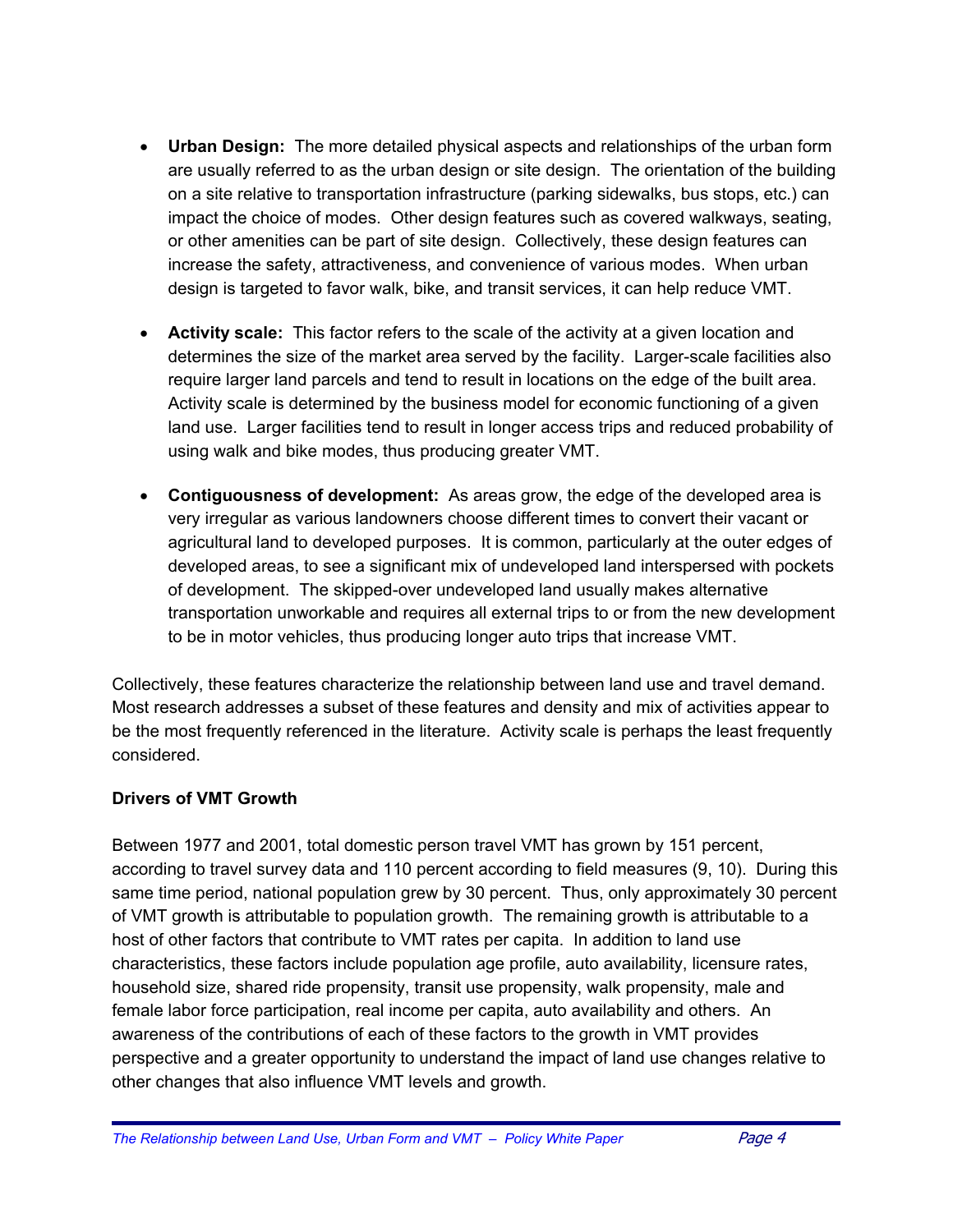- **Urban Design:** The more detailed physical aspects and relationships of the urban form are usually referred to as the urban design or site design. The orientation of the building on a site relative to transportation infrastructure (parking sidewalks, bus stops, etc.) can impact the choice of modes. Other design features such as covered walkways, seating, or other amenities can be part of site design. Collectively, these design features can increase the safety, attractiveness, and convenience of various modes. When urban design is targeted to favor walk, bike, and transit services, it can help reduce VMT.

- **Activity scale:** This factor refers to the scale of the activity at a given location and determines the size of the market area served by the facility. Larger-scale facilities also require larger land parcels and tend to result in locations on the edge of the built area. Activity scale is determined by the business model for economic functioning of a given land use. Larger facilities tend to result in longer access trips and reduced probability of using walk and bike modes, thus producing greater VMT.

- **Contiguousness of development:** As areas grow, the edge of the developed area is very irregular as various landowners choose different times to convert their vacant or agricultural land to developed purposes. It is common, particularly at the outer edges of developed areas, to see a significant mix of undeveloped land interspersed with pockets of development. The skipped-over undeveloped land usually makes alternative transportation unworkable and requires all external trips to or from the new development to be in motor vehicles, thus producing longer auto trips that increase VMT.

Collectively, these features characterize the relationship between land use and travel demand. Most research addresses a subset of these features and density and mix of activities appear to be the most frequently referenced in the literature. Activity scale is perhaps the least frequently considered.

**Drivers of VMT Growth**

Between 1977 and 2001, total domestic person travel VMT has grown by 151 percent, according to travel survey data and 110 percent according to field measures (9, 10). During this same time period, national population grew by 30 percent. Thus, only approximately 30 percent of VMT growth is attributable to population growth. The remaining growth is attributable to a host of other factors that contribute to VMT rates per capita. In addition to land use characteristics, these factors include population age profile, auto availability, licensure rates, household size, shared ride propensity, transit use propensity, walk propensity, male and female labor force participation, real income per capita, auto availability and others. An awareness of the contributions of each of these factors to the growth in VMT provides perspective and a greater opportunity to understand the impact of land use changes relative to other changes that also influence VMT levels and growth.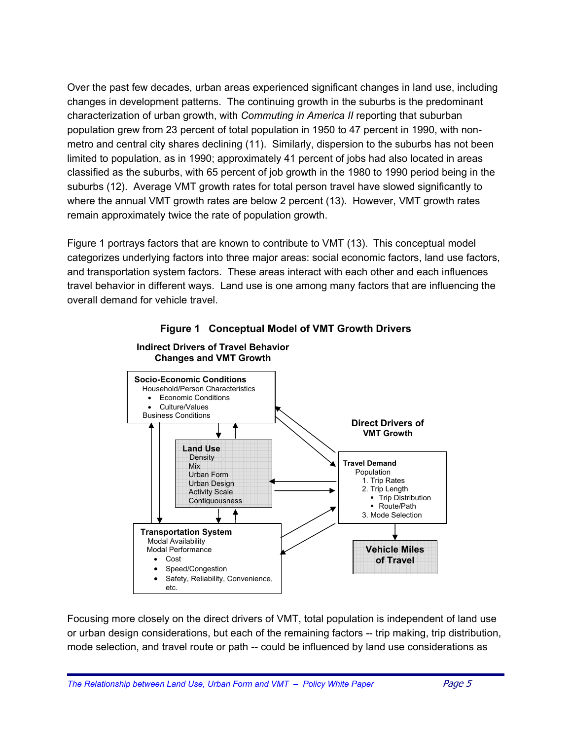Over the past few decades, urban areas experienced significant changes in land use, including changes in development patterns. The continuing growth in the suburbs is the predominant characterization of urban growth, with *Commuting in America II* reporting that suburban population grew from 23 percent of total population in 1950 to 47 percent in 1990, with non-metro and central city shares declining (11). Similarly, dispersion to the suburbs has not been limited to population, as in 1990; approximately 41 percent of jobs had also located in areas classified as the suburbs, with 65 percent of job growth in the 1980 to 1990 period being in the suburbs (12). Average VMT growth rates for total person travel have slowed significantly to where the annual VMT growth rates are below 2 percent (13). However, VMT growth rates remain approximately twice the rate of population growth.

Figure 1 portrays factors that are known to contribute to VMT (13). This conceptual model categorizes underlying factors into three major areas: social economic factors, land use factors, and transportation system factors. These areas interact with each other and each influences travel behavior in different ways. Land use is one among many factors that are influencing the overall demand for vehicle travel.

**Figure 1 Conceptual Model of VMT Growth Drivers**

**Indirect Drivers of Travel Behavior Changes and VMT Growth**

**Socio-Economic Conditions**
Household/Person Characteristics
- Economic Conditions
- Culture/Values

Business Conditions

**Land Use**
Density
Mix
Urban Form
Urban Design
Activity Scale
Contiguousness

**Transportation System**
Modal Availability
Modal Performance
- Cost
- Speed/Congestion
- Safety, Reliability, Convenience, etc.

**Direct Drivers of VMT Growth**

**Travel Demand**
Population
1. Trip Rates
2. Trip Length
   - Trip Distribution
   - Route/Path
3. Mode Selection

**Vehicle Miles of Travel**

Focusing more closely on the direct drivers of VMT, total population is independent of land use or urban design considerations, but each of the remaining factors -- trip making, trip distribution, mode selection, and travel route or path -- could be influenced by land use considerations as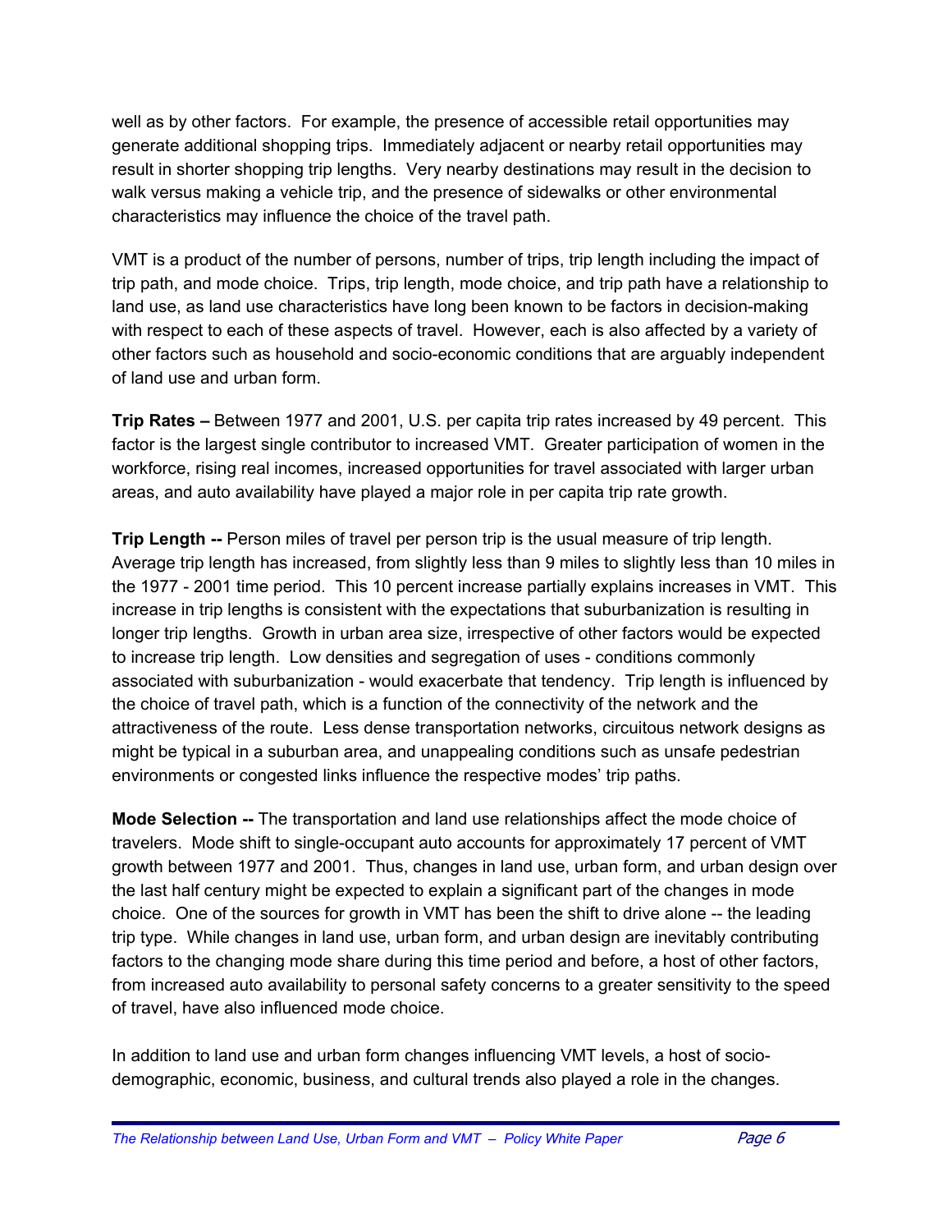well as by other factors. For example, the presence of accessible retail opportunities may generate additional shopping trips. Immediately adjacent or nearby retail opportunities may result in shorter shopping trip lengths. Very nearby destinations may result in the decision to walk versus making a vehicle trip, and the presence of sidewalks or other environmental characteristics may influence the choice of the travel path.

VMT is a product of the number of persons, number of trips, trip length including the impact of trip path, and mode choice. Trips, trip length, mode choice, and trip path have a relationship to land use, as land use characteristics have long been known to be factors in decision-making with respect to each of these aspects of travel. However, each is also affected by a variety of other factors such as household and socio-economic conditions that are arguably independent of land use and urban form.

**Trip Rates –** Between 1977 and 2001, U.S. per capita trip rates increased by 49 percent. This factor is the largest single contributor to increased VMT. Greater participation of women in the workforce, rising real incomes, increased opportunities for travel associated with larger urban areas, and auto availability have played a major role in per capita trip rate growth.

**Trip Length --** Person miles of travel per person trip is the usual measure of trip length. Average trip length has increased, from slightly less than 9 miles to slightly less than 10 miles in the 1977 - 2001 time period. This 10 percent increase partially explains increases in VMT. This increase in trip lengths is consistent with the expectations that suburbanization is resulting in longer trip lengths. Growth in urban area size, irrespective of other factors would be expected to increase trip length. Low densities and segregation of uses - conditions commonly associated with suburbanization - would exacerbate that tendency. Trip length is influenced by the choice of travel path, which is a function of the connectivity of the network and the attractiveness of the route. Less dense transportation networks, circuitous network designs as might be typical in a suburban area, and unappealing conditions such as unsafe pedestrian environments or congested links influence the respective modes' trip paths.

**Mode Selection --** The transportation and land use relationships affect the mode choice of travelers. Mode shift to single-occupant auto accounts for approximately 17 percent of VMT growth between 1977 and 2001. Thus, changes in land use, urban form, and urban design over the last half century might be expected to explain a significant part of the changes in mode choice. One of the sources for growth in VMT has been the shift to drive alone -- the leading trip type. While changes in land use, urban form, and urban design are inevitably contributing factors to the changing mode share during this time period and before, a host of other factors, from increased auto availability to personal safety concerns to a greater sensitivity to the speed of travel, have also influenced mode choice.

In addition to land use and urban form changes influencing VMT levels, a host of socio-demographic, economic, business, and cultural trends also played a role in the changes.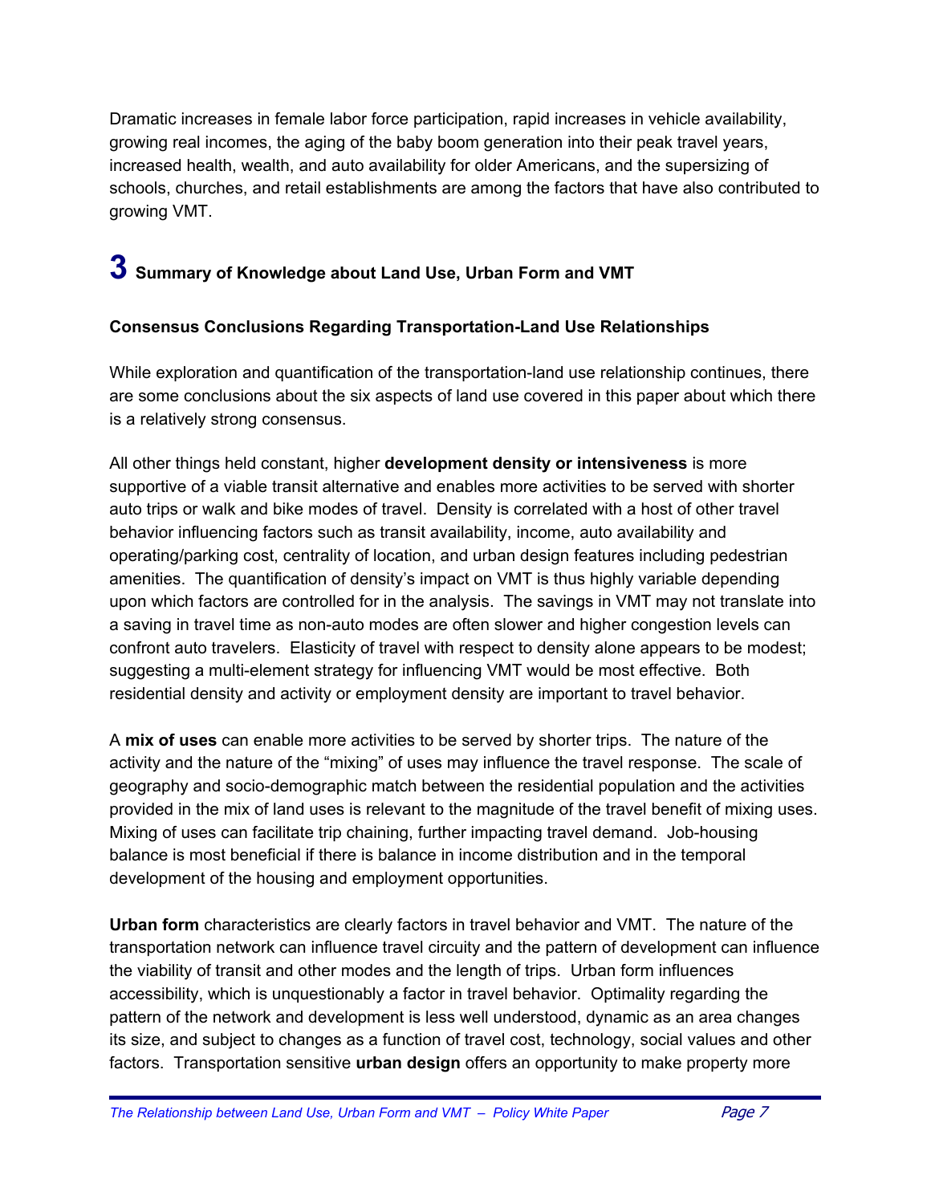Dramatic increases in female labor force participation, rapid increases in vehicle availability, growing real incomes, the aging of the baby boom generation into their peak travel years, increased health, wealth, and auto availability for older Americans, and the supersizing of schools, churches, and retail establishments are among the factors that have also contributed to growing VMT.

# 3 Summary of Knowledge about Land Use, Urban Form and VMT

### Consensus Conclusions Regarding Transportation-Land Use Relationships

While exploration and quantification of the transportation-land use relationship continues, there are some conclusions about the six aspects of land use covered in this paper about which there is a relatively strong consensus.

All other things held constant, higher **development density or intensiveness** is more supportive of a viable transit alternative and enables more activities to be served with shorter auto trips or walk and bike modes of travel. Density is correlated with a host of other travel behavior influencing factors such as transit availability, income, auto availability and operating/parking cost, centrality of location, and urban design features including pedestrian amenities. The quantification of density's impact on VMT is thus highly variable depending upon which factors are controlled for in the analysis. The savings in VMT may not translate into a saving in travel time as non-auto modes are often slower and higher congestion levels can confront auto travelers. Elasticity of travel with respect to density alone appears to be modest; suggesting a multi-element strategy for influencing VMT would be most effective. Both residential density and activity or employment density are important to travel behavior.

A **mix of uses** can enable more activities to be served by shorter trips. The nature of the activity and the nature of the "mixing" of uses may influence the travel response. The scale of geography and socio-demographic match between the residential population and the activities provided in the mix of land uses is relevant to the magnitude of the travel benefit of mixing uses. Mixing of uses can facilitate trip chaining, further impacting travel demand. Job-housing balance is most beneficial if there is balance in income distribution and in the temporal development of the housing and employment opportunities.

**Urban form** characteristics are clearly factors in travel behavior and VMT. The nature of the transportation network can influence travel circuity and the pattern of development can influence the viability of transit and other modes and the length of trips. Urban form influences accessibility, which is unquestionably a factor in travel behavior. Optimality regarding the pattern of the network and development is less well understood, dynamic as an area changes its size, and subject to changes as a function of travel cost, technology, social values and other factors. Transportation sensitive **urban design** offers an opportunity to make property more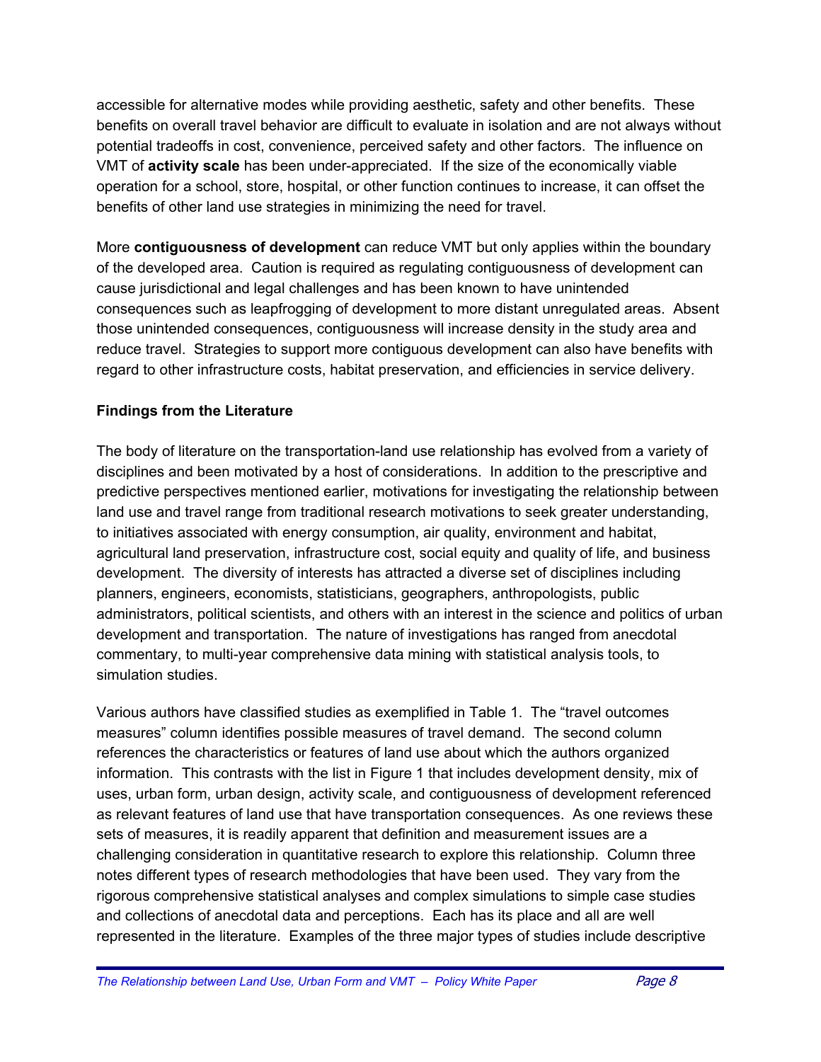accessible for alternative modes while providing aesthetic, safety and other benefits. These benefits on overall travel behavior are difficult to evaluate in isolation and are not always without potential tradeoffs in cost, convenience, perceived safety and other factors. The influence on VMT of **activity scale** has been under-appreciated. If the size of the economically viable operation for a school, store, hospital, or other function continues to increase, it can offset the benefits of other land use strategies in minimizing the need for travel.

More **contiguousness of development** can reduce VMT but only applies within the boundary of the developed area. Caution is required as regulating contiguousness of development can cause jurisdictional and legal challenges and has been known to have unintended consequences such as leapfrogging of development to more distant unregulated areas. Absent those unintended consequences, contiguousness will increase density in the study area and reduce travel. Strategies to support more contiguous development can also have benefits with regard to other infrastructure costs, habitat preservation, and efficiencies in service delivery.

**Findings from the Literature**

The body of literature on the transportation-land use relationship has evolved from a variety of disciplines and been motivated by a host of considerations. In addition to the prescriptive and predictive perspectives mentioned earlier, motivations for investigating the relationship between land use and travel range from traditional research motivations to seek greater understanding, to initiatives associated with energy consumption, air quality, environment and habitat, agricultural land preservation, infrastructure cost, social equity and quality of life, and business development. The diversity of interests has attracted a diverse set of disciplines including planners, engineers, economists, statisticians, geographers, anthropologists, public administrators, political scientists, and others with an interest in the science and politics of urban development and transportation. The nature of investigations has ranged from anecdotal commentary, to multi-year comprehensive data mining with statistical analysis tools, to simulation studies.

Various authors have classified studies as exemplified in Table 1. The "travel outcomes measures" column identifies possible measures of travel demand. The second column references the characteristics or features of land use about which the authors organized information. This contrasts with the list in Figure 1 that includes development density, mix of uses, urban form, urban design, activity scale, and contiguousness of development referenced as relevant features of land use that have transportation consequences. As one reviews these sets of measures, it is readily apparent that definition and measurement issues are a challenging consideration in quantitative research to explore this relationship. Column three notes different types of research methodologies that have been used. They vary from the rigorous comprehensive statistical analyses and complex simulations to simple case studies and collections of anecdotal data and perceptions. Each has its place and all are well represented in the literature. Examples of the three major types of studies include descriptive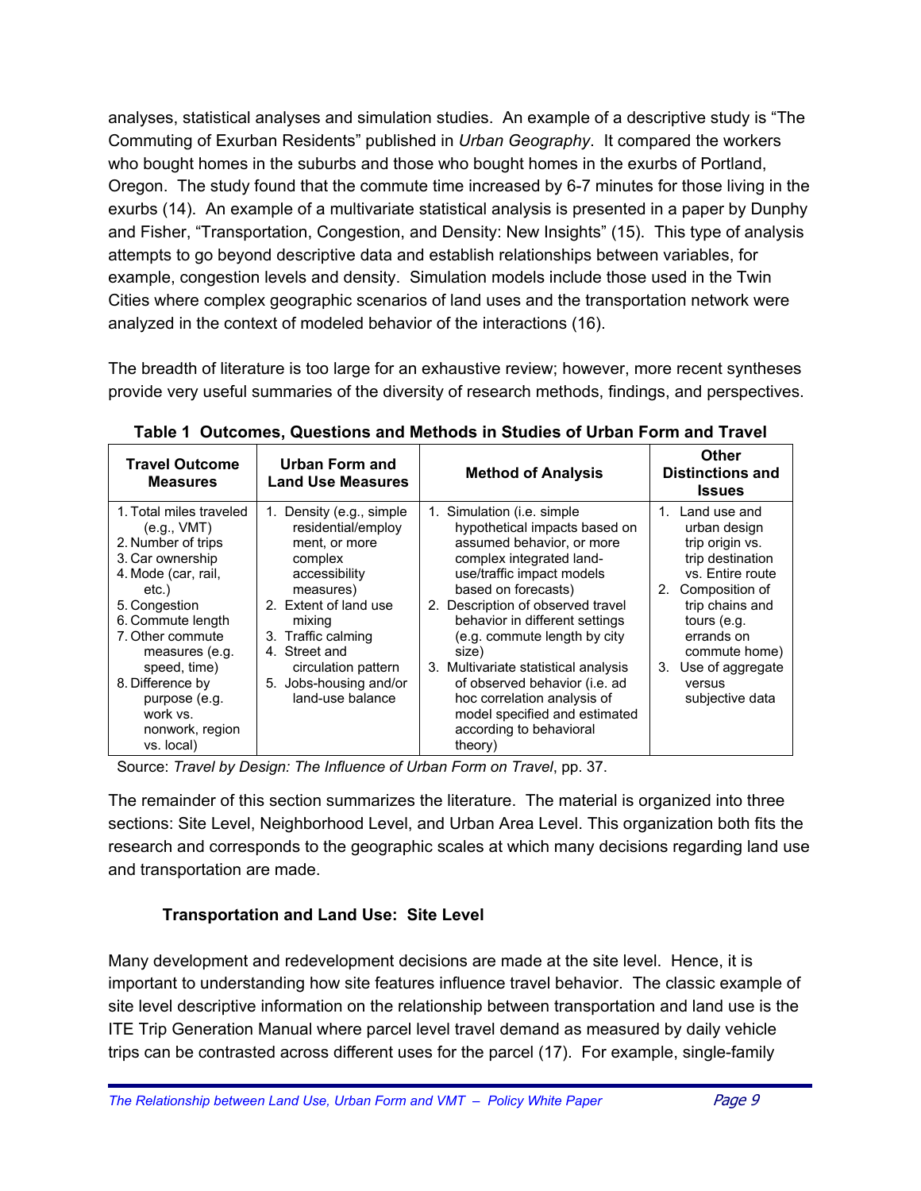analyses, statistical analyses and simulation studies. An example of a descriptive study is "The Commuting of Exurban Residents" published in *Urban Geography*. It compared the workers who bought homes in the suburbs and those who bought homes in the exurbs of Portland, Oregon. The study found that the commute time increased by 6-7 minutes for those living in the exurbs (14). An example of a multivariate statistical analysis is presented in a paper by Dunphy and Fisher, "Transportation, Congestion, and Density: New Insights" (15). This type of analysis attempts to go beyond descriptive data and establish relationships between variables, for example, congestion levels and density. Simulation models include those used in the Twin Cities where complex geographic scenarios of land uses and the transportation network were analyzed in the context of modeled behavior of the interactions (16).

The breadth of literature is too large for an exhaustive review; however, more recent syntheses provide very useful summaries of the diversity of research methods, findings, and perspectives.

**Table 1 Outcomes, Questions and Methods in Studies of Urban Form and Travel**

| Travel Outcome Measures | Urban Form and Land Use Measures | Method of Analysis | Other Distinctions and Issues |
|---|---|---|---|
| 1. Total miles traveled (e.g., VMT)<br>2. Number of trips<br>3. Car ownership<br>4. Mode (car, rail, etc.)<br>5. Congestion<br>6. Commute length<br>7. Other commute measures (e.g. speed, time)<br>8. Difference by purpose (e.g. work vs. nonwork, region vs. local) | 1. Density (e.g., simple residential/employment, or more complex accessibility measures)<br>2. Extent of land use mixing<br>3. Traffic calming<br>4. Street and circulation pattern<br>5. Jobs-housing and/or land-use balance | 1. Simulation (i.e. simple hypothetical impacts based on assumed behavior, or more complex integrated land-use/traffic impact models based on forecasts)<br>2. Description of observed travel behavior in different settings (e.g. commute length by city size)<br>3. Multivariate statistical analysis of observed behavior (i.e. ad hoc correlation analysis of model specified and estimated according to behavioral theory) | 1. Land use and urban design trip origin vs. trip destination vs. Entire route<br>2. Composition of trip chains and tours (e.g. errands on commute home)<br>3. Use of aggregate versus subjective data |

Source: *Travel by Design: The Influence of Urban Form on Travel*, pp. 37.

The remainder of this section summarizes the literature. The material is organized into three sections: Site Level, Neighborhood Level, and Urban Area Level. This organization both fits the research and corresponds to the geographic scales at which many decisions regarding land use and transportation are made.

### Transportation and Land Use: Site Level

Many development and redevelopment decisions are made at the site level. Hence, it is important to understanding how site features influence travel behavior. The classic example of site level descriptive information on the relationship between transportation and land use is the ITE Trip Generation Manual where parcel level travel demand as measured by daily vehicle trips can be contrasted across different uses for the parcel (17). For example, single-family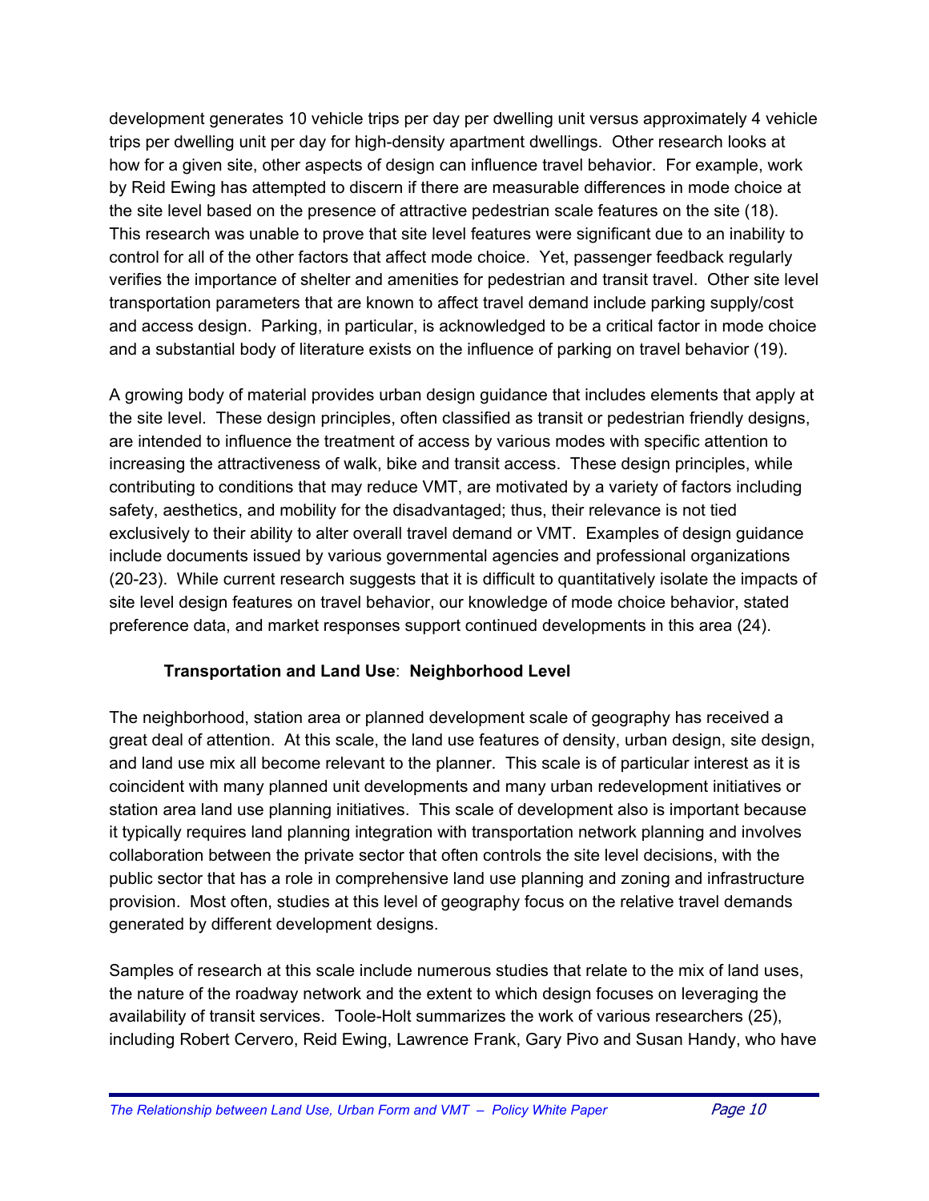development generates 10 vehicle trips per day per dwelling unit versus approximately 4 vehicle trips per dwelling unit per day for high-density apartment dwellings. Other research looks at how for a given site, other aspects of design can influence travel behavior. For example, work by Reid Ewing has attempted to discern if there are measurable differences in mode choice at the site level based on the presence of attractive pedestrian scale features on the site (18). This research was unable to prove that site level features were significant due to an inability to control for all of the other factors that affect mode choice. Yet, passenger feedback regularly verifies the importance of shelter and amenities for pedestrian and transit travel. Other site level transportation parameters that are known to affect travel demand include parking supply/cost and access design. Parking, in particular, is acknowledged to be a critical factor in mode choice and a substantial body of literature exists on the influence of parking on travel behavior (19).

A growing body of material provides urban design guidance that includes elements that apply at the site level. These design principles, often classified as transit or pedestrian friendly designs, are intended to influence the treatment of access by various modes with specific attention to increasing the attractiveness of walk, bike and transit access. These design principles, while contributing to conditions that may reduce VMT, are motivated by a variety of factors including safety, aesthetics, and mobility for the disadvantaged; thus, their relevance is not tied exclusively to their ability to alter overall travel demand or VMT. Examples of design guidance include documents issued by various governmental agencies and professional organizations (20-23). While current research suggests that it is difficult to quantitatively isolate the impacts of site level design features on travel behavior, our knowledge of mode choice behavior, stated preference data, and market responses support continued developments in this area (24).

### Transportation and Land Use: Neighborhood Level

The neighborhood, station area or planned development scale of geography has received a great deal of attention. At this scale, the land use features of density, urban design, site design, and land use mix all become relevant to the planner. This scale is of particular interest as it is coincident with many planned unit developments and many urban redevelopment initiatives or station area land use planning initiatives. This scale of development also is important because it typically requires land planning integration with transportation network planning and involves collaboration between the private sector that often controls the site level decisions, with the public sector that has a role in comprehensive land use planning and zoning and infrastructure provision. Most often, studies at this level of geography focus on the relative travel demands generated by different development designs.

Samples of research at this scale include numerous studies that relate to the mix of land uses, the nature of the roadway network and the extent to which design focuses on leveraging the availability of transit services. Toole-Holt summarizes the work of various researchers (25), including Robert Cervero, Reid Ewing, Lawrence Frank, Gary Pivo and Susan Handy, who have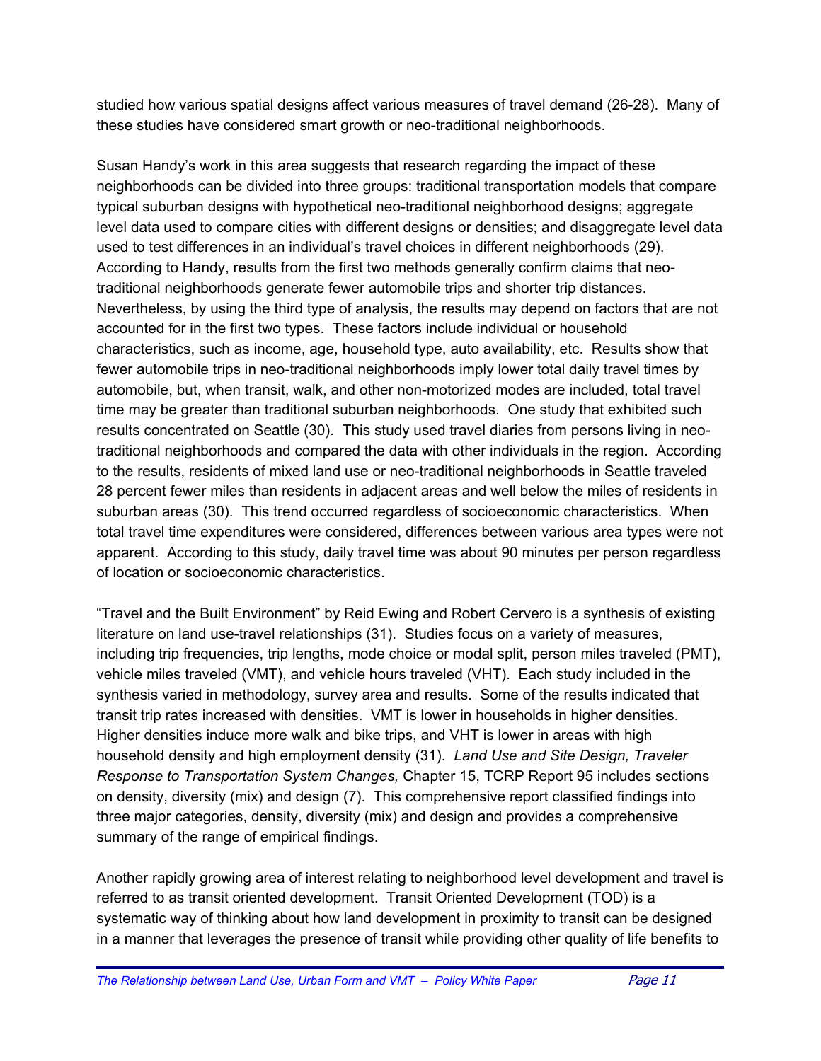studied how various spatial designs affect various measures of travel demand (26-28). Many of these studies have considered smart growth or neo-traditional neighborhoods.

Susan Handy's work in this area suggests that research regarding the impact of these neighborhoods can be divided into three groups: traditional transportation models that compare typical suburban designs with hypothetical neo-traditional neighborhood designs; aggregate level data used to compare cities with different designs or densities; and disaggregate level data used to test differences in an individual's travel choices in different neighborhoods (29). According to Handy, results from the first two methods generally confirm claims that neo-traditional neighborhoods generate fewer automobile trips and shorter trip distances. Nevertheless, by using the third type of analysis, the results may depend on factors that are not accounted for in the first two types. These factors include individual or household characteristics, such as income, age, household type, auto availability, etc. Results show that fewer automobile trips in neo-traditional neighborhoods imply lower total daily travel times by automobile, but, when transit, walk, and other non-motorized modes are included, total travel time may be greater than traditional suburban neighborhoods. One study that exhibited such results concentrated on Seattle (30). This study used travel diaries from persons living in neo-traditional neighborhoods and compared the data with other individuals in the region. According to the results, residents of mixed land use or neo-traditional neighborhoods in Seattle traveled 28 percent fewer miles than residents in adjacent areas and well below the miles of residents in suburban areas (30). This trend occurred regardless of socioeconomic characteristics. When total travel time expenditures were considered, differences between various area types were not apparent. According to this study, daily travel time was about 90 minutes per person regardless of location or socioeconomic characteristics.

"Travel and the Built Environment" by Reid Ewing and Robert Cervero is a synthesis of existing literature on land use-travel relationships (31). Studies focus on a variety of measures, including trip frequencies, trip lengths, mode choice or modal split, person miles traveled (PMT), vehicle miles traveled (VMT), and vehicle hours traveled (VHT). Each study included in the synthesis varied in methodology, survey area and results. Some of the results indicated that transit trip rates increased with densities. VMT is lower in households in higher densities. Higher densities induce more walk and bike trips, and VHT is lower in areas with high household density and high employment density (31). *Land Use and Site Design, Traveler Response to Transportation System Changes,* Chapter 15, TCRP Report 95 includes sections on density, diversity (mix) and design (7). This comprehensive report classified findings into three major categories, density, diversity (mix) and design and provides a comprehensive summary of the range of empirical findings.

Another rapidly growing area of interest relating to neighborhood level development and travel is referred to as transit oriented development. Transit Oriented Development (TOD) is a systematic way of thinking about how land development in proximity to transit can be designed in a manner that leverages the presence of transit while providing other quality of life benefits to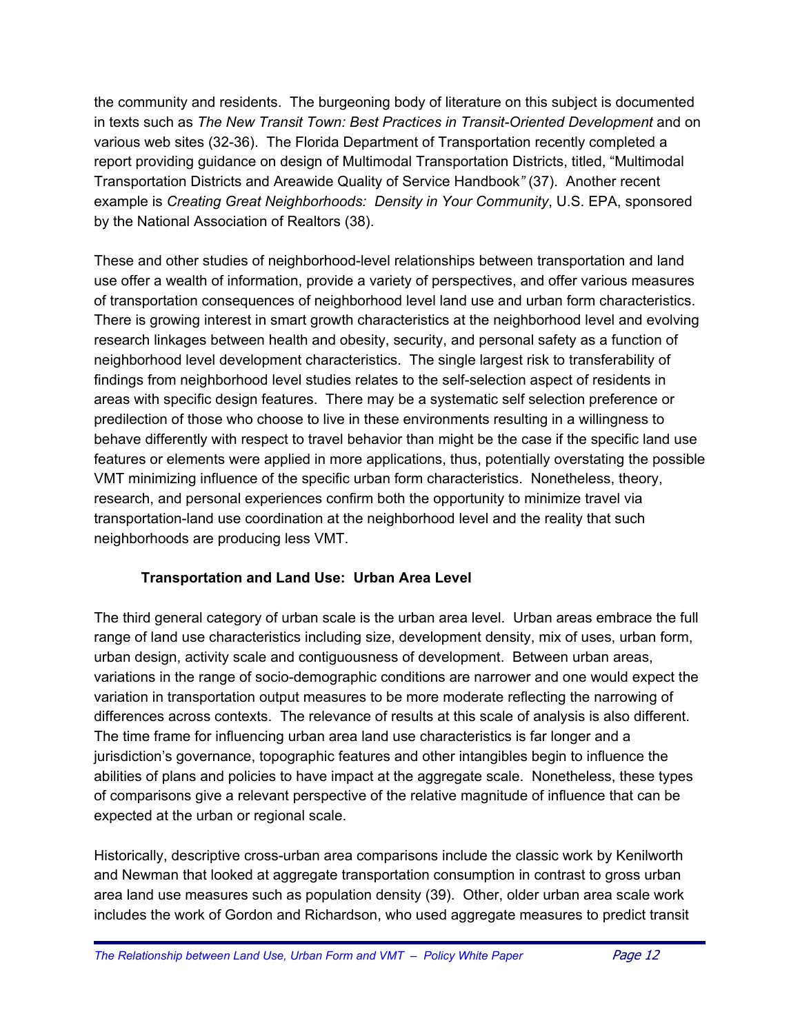the community and residents. The burgeoning body of literature on this subject is documented in texts such as *The New Transit Town: Best Practices in Transit-Oriented Development* and on various web sites (32-36). The Florida Department of Transportation recently completed a report providing guidance on design of Multimodal Transportation Districts, titled, "Multimodal Transportation Districts and Areawide Quality of Service Handbook*"* (37). Another recent example is *Creating Great Neighborhoods: Density in Your Community*, U.S. EPA, sponsored by the National Association of Realtors (38).

These and other studies of neighborhood-level relationships between transportation and land use offer a wealth of information, provide a variety of perspectives, and offer various measures of transportation consequences of neighborhood level land use and urban form characteristics. There is growing interest in smart growth characteristics at the neighborhood level and evolving research linkages between health and obesity, security, and personal safety as a function of neighborhood level development characteristics. The single largest risk to transferability of findings from neighborhood level studies relates to the self-selection aspect of residents in areas with specific design features. There may be a systematic self selection preference or predilection of those who choose to live in these environments resulting in a willingness to behave differently with respect to travel behavior than might be the case if the specific land use features or elements were applied in more applications, thus, potentially overstating the possible VMT minimizing influence of the specific urban form characteristics. Nonetheless, theory, research, and personal experiences confirm both the opportunity to minimize travel via transportation-land use coordination at the neighborhood level and the reality that such neighborhoods are producing less VMT.

### Transportation and Land Use: Urban Area Level

The third general category of urban scale is the urban area level. Urban areas embrace the full range of land use characteristics including size, development density, mix of uses, urban form, urban design, activity scale and contiguousness of development. Between urban areas, variations in the range of socio-demographic conditions are narrower and one would expect the variation in transportation output measures to be more moderate reflecting the narrowing of differences across contexts. The relevance of results at this scale of analysis is also different. The time frame for influencing urban area land use characteristics is far longer and a jurisdiction's governance, topographic features and other intangibles begin to influence the abilities of plans and policies to have impact at the aggregate scale. Nonetheless, these types of comparisons give a relevant perspective of the relative magnitude of influence that can be expected at the urban or regional scale.

Historically, descriptive cross-urban area comparisons include the classic work by Kenilworth and Newman that looked at aggregate transportation consumption in contrast to gross urban area land use measures such as population density (39). Other, older urban area scale work includes the work of Gordon and Richardson, who used aggregate measures to predict transit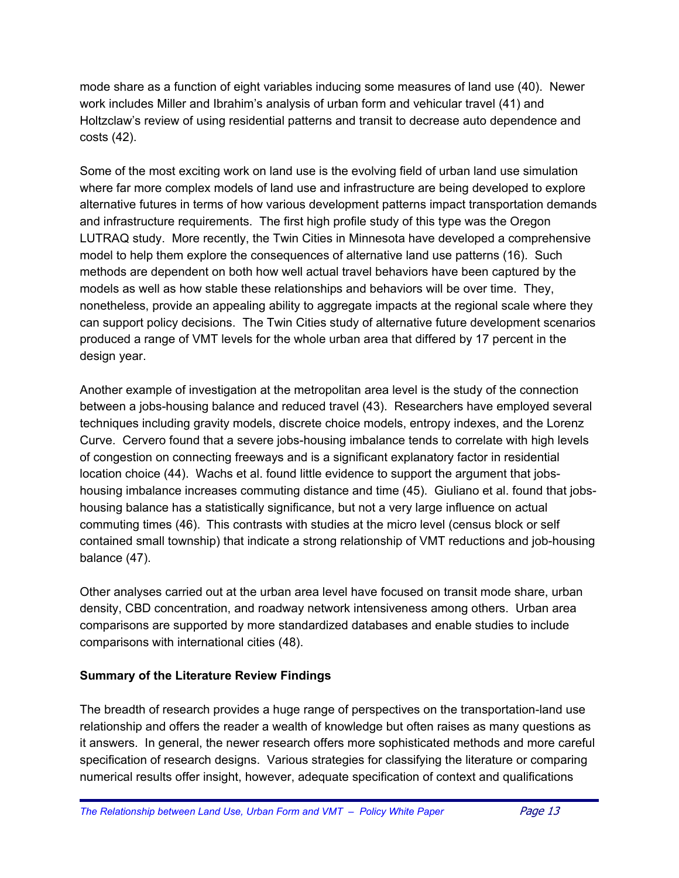mode share as a function of eight variables inducing some measures of land use (40). Newer work includes Miller and Ibrahim's analysis of urban form and vehicular travel (41) and Holtzclaw's review of using residential patterns and transit to decrease auto dependence and costs (42).

Some of the most exciting work on land use is the evolving field of urban land use simulation where far more complex models of land use and infrastructure are being developed to explore alternative futures in terms of how various development patterns impact transportation demands and infrastructure requirements. The first high profile study of this type was the Oregon LUTRAQ study. More recently, the Twin Cities in Minnesota have developed a comprehensive model to help them explore the consequences of alternative land use patterns (16). Such methods are dependent on both how well actual travel behaviors have been captured by the models as well as how stable these relationships and behaviors will be over time. They, nonetheless, provide an appealing ability to aggregate impacts at the regional scale where they can support policy decisions. The Twin Cities study of alternative future development scenarios produced a range of VMT levels for the whole urban area that differed by 17 percent in the design year.

Another example of investigation at the metropolitan area level is the study of the connection between a jobs-housing balance and reduced travel (43). Researchers have employed several techniques including gravity models, discrete choice models, entropy indexes, and the Lorenz Curve. Cervero found that a severe jobs-housing imbalance tends to correlate with high levels of congestion on connecting freeways and is a significant explanatory factor in residential location choice (44). Wachs et al. found little evidence to support the argument that jobs-housing imbalance increases commuting distance and time (45). Giuliano et al. found that jobs-housing balance has a statistically significance, but not a very large influence on actual commuting times (46). This contrasts with studies at the micro level (census block or self contained small township) that indicate a strong relationship of VMT reductions and job-housing balance (47).

Other analyses carried out at the urban area level have focused on transit mode share, urban density, CBD concentration, and roadway network intensiveness among others. Urban area comparisons are supported by more standardized databases and enable studies to include comparisons with international cities (48).

**Summary of the Literature Review Findings**

The breadth of research provides a huge range of perspectives on the transportation-land use relationship and offers the reader a wealth of knowledge but often raises as many questions as it answers. In general, the newer research offers more sophisticated methods and more careful specification of research designs. Various strategies for classifying the literature or comparing numerical results offer insight, however, adequate specification of context and qualifications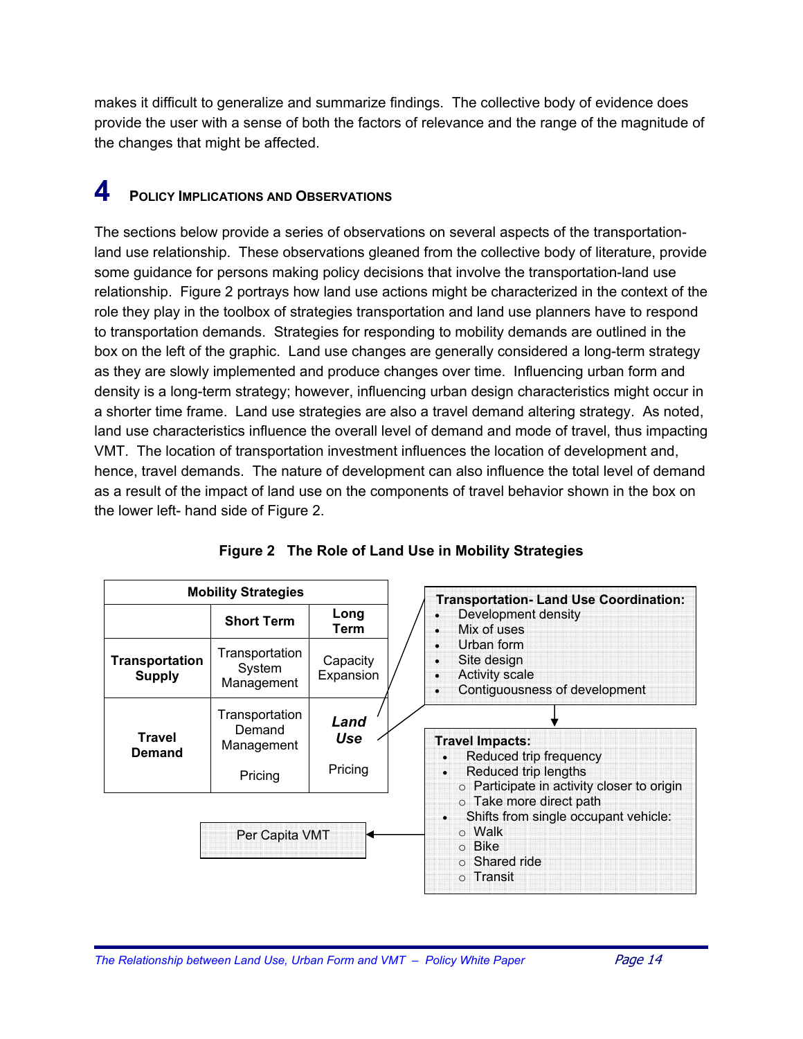makes it difficult to generalize and summarize findings. The collective body of evidence does provide the user with a sense of both the factors of relevance and the range of the magnitude of the changes that might be affected.

# 4 Policy Implications and Observations

The sections below provide a series of observations on several aspects of the transportation-land use relationship. These observations gleaned from the collective body of literature, provide some guidance for persons making policy decisions that involve the transportation-land use relationship. Figure 2 portrays how land use actions might be characterized in the context of the role they play in the toolbox of strategies transportation and land use planners have to respond to transportation demands. Strategies for responding to mobility demands are outlined in the box on the left of the graphic. Land use changes are generally considered a long-term strategy as they are slowly implemented and produce changes over time. Influencing urban form and density is a long-term strategy; however, influencing urban design characteristics might occur in a shorter time frame. Land use strategies are also a travel demand altering strategy. As noted, land use characteristics influence the overall level of demand and mode of travel, thus impacting VMT. The location of transportation investment influences the location of development and, hence, travel demands. The nature of development can also influence the total level of demand as a result of the impact of land use on the components of travel behavior shown in the box on the lower left- hand side of Figure 2.

**Figure 2 The Role of Land Use in Mobility Strategies**

| Mobility Strategies | | |
|---|---|---|
| | **Short Term** | **Long Term** |
| **Transportation Supply** | Transportation System Management | Capacity Expansion |
| **Travel Demand** | Transportation Demand Management<br><br>Pricing | ***Land Use***<br><br>Pricing |

**Transportation- Land Use Coordination:**

- Development density
- Mix of uses
- Urban form
- Site design
- Activity scale
- Contiguousness of development

**Travel Impacts:**

- Reduced trip frequency
- Reduced trip lengths
  - Participate in activity closer to origin
  - Take more direct path
- Shifts from single occupant vehicle:
  - Walk
  - Bike
  - Shared ride
  - Transit

Per Capita VMT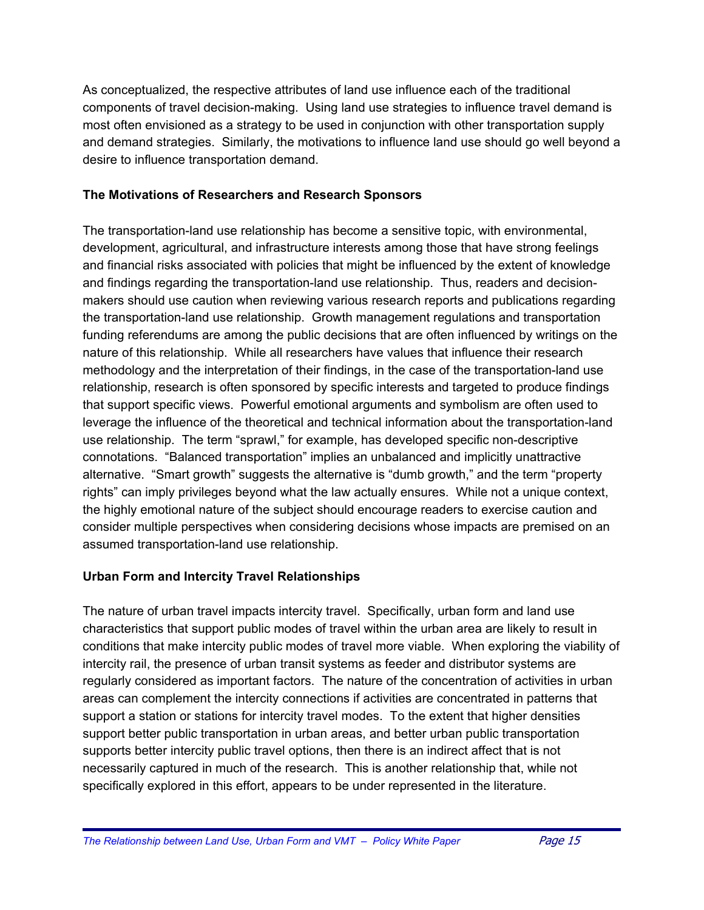As conceptualized, the respective attributes of land use influence each of the traditional components of travel decision-making. Using land use strategies to influence travel demand is most often envisioned as a strategy to be used in conjunction with other transportation supply and demand strategies. Similarly, the motivations to influence land use should go well beyond a desire to influence transportation demand.

**The Motivations of Researchers and Research Sponsors**

The transportation-land use relationship has become a sensitive topic, with environmental, development, agricultural, and infrastructure interests among those that have strong feelings and financial risks associated with policies that might be influenced by the extent of knowledge and findings regarding the transportation-land use relationship. Thus, readers and decision-makers should use caution when reviewing various research reports and publications regarding the transportation-land use relationship. Growth management regulations and transportation funding referendums are among the public decisions that are often influenced by writings on the nature of this relationship. While all researchers have values that influence their research methodology and the interpretation of their findings, in the case of the transportation-land use relationship, research is often sponsored by specific interests and targeted to produce findings that support specific views. Powerful emotional arguments and symbolism are often used to leverage the influence of the theoretical and technical information about the transportation-land use relationship. The term "sprawl," for example, has developed specific non-descriptive connotations. "Balanced transportation" implies an unbalanced and implicitly unattractive alternative. "Smart growth" suggests the alternative is "dumb growth," and the term "property rights" can imply privileges beyond what the law actually ensures. While not a unique context, the highly emotional nature of the subject should encourage readers to exercise caution and consider multiple perspectives when considering decisions whose impacts are premised on an assumed transportation-land use relationship.

**Urban Form and Intercity Travel Relationships**

The nature of urban travel impacts intercity travel. Specifically, urban form and land use characteristics that support public modes of travel within the urban area are likely to result in conditions that make intercity public modes of travel more viable. When exploring the viability of intercity rail, the presence of urban transit systems as feeder and distributor systems are regularly considered as important factors. The nature of the concentration of activities in urban areas can complement the intercity connections if activities are concentrated in patterns that support a station or stations for intercity travel modes. To the extent that higher densities support better public transportation in urban areas, and better urban public transportation supports better intercity public travel options, then there is an indirect affect that is not necessarily captured in much of the research. This is another relationship that, while not specifically explored in this effort, appears to be under represented in the literature.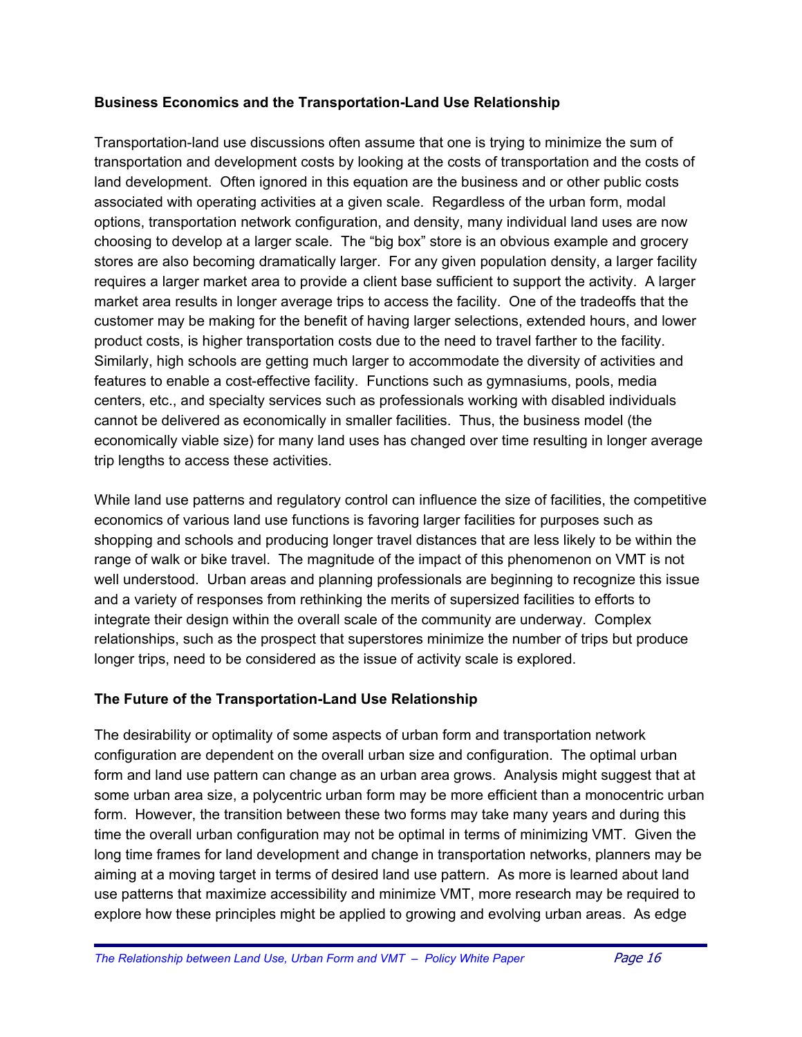### Business Economics and the Transportation-Land Use Relationship

Transportation-land use discussions often assume that one is trying to minimize the sum of transportation and development costs by looking at the costs of transportation and the costs of land development. Often ignored in this equation are the business and or other public costs associated with operating activities at a given scale. Regardless of the urban form, modal options, transportation network configuration, and density, many individual land uses are now choosing to develop at a larger scale. The "big box" store is an obvious example and grocery stores are also becoming dramatically larger. For any given population density, a larger facility requires a larger market area to provide a client base sufficient to support the activity. A larger market area results in longer average trips to access the facility. One of the tradeoffs that the customer may be making for the benefit of having larger selections, extended hours, and lower product costs, is higher transportation costs due to the need to travel farther to the facility. Similarly, high schools are getting much larger to accommodate the diversity of activities and features to enable a cost-effective facility. Functions such as gymnasiums, pools, media centers, etc., and specialty services such as professionals working with disabled individuals cannot be delivered as economically in smaller facilities. Thus, the business model (the economically viable size) for many land uses has changed over time resulting in longer average trip lengths to access these activities.

While land use patterns and regulatory control can influence the size of facilities, the competitive economics of various land use functions is favoring larger facilities for purposes such as shopping and schools and producing longer travel distances that are less likely to be within the range of walk or bike travel. The magnitude of the impact of this phenomenon on VMT is not well understood. Urban areas and planning professionals are beginning to recognize this issue and a variety of responses from rethinking the merits of supersized facilities to efforts to integrate their design within the overall scale of the community are underway. Complex relationships, such as the prospect that superstores minimize the number of trips but produce longer trips, need to be considered as the issue of activity scale is explored.

### The Future of the Transportation-Land Use Relationship

The desirability or optimality of some aspects of urban form and transportation network configuration are dependent on the overall urban size and configuration. The optimal urban form and land use pattern can change as an urban area grows. Analysis might suggest that at some urban area size, a polycentric urban form may be more efficient than a monocentric urban form. However, the transition between these two forms may take many years and during this time the overall urban configuration may not be optimal in terms of minimizing VMT. Given the long time frames for land development and change in transportation networks, planners may be aiming at a moving target in terms of desired land use pattern. As more is learned about land use patterns that maximize accessibility and minimize VMT, more research may be required to explore how these principles might be applied to growing and evolving urban areas. As edge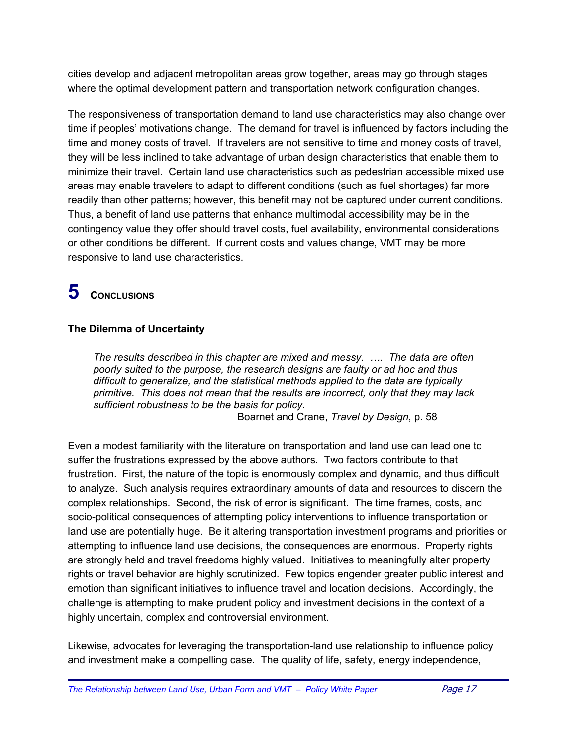cities develop and adjacent metropolitan areas grow together, areas may go through stages where the optimal development pattern and transportation network configuration changes.

The responsiveness of transportation demand to land use characteristics may also change over time if peoples' motivations change. The demand for travel is influenced by factors including the time and money costs of travel. If travelers are not sensitive to time and money costs of travel, they will be less inclined to take advantage of urban design characteristics that enable them to minimize their travel. Certain land use characteristics such as pedestrian accessible mixed use areas may enable travelers to adapt to different conditions (such as fuel shortages) far more readily than other patterns; however, this benefit may not be captured under current conditions. Thus, a benefit of land use patterns that enhance multimodal accessibility may be in the contingency value they offer should travel costs, fuel availability, environmental considerations or other conditions be different. If current costs and values change, VMT may be more responsive to land use characteristics.

# 5 Conclusions

### The Dilemma of Uncertainty

> *The results described in this chapter are mixed and messy. …. The data are often poorly suited to the purpose, the research designs are faulty or ad hoc and thus difficult to generalize, and the statistical methods applied to the data are typically primitive. This does not mean that the results are incorrect, only that they may lack sufficient robustness to be the basis for policy.*
>
> Boarnet and Crane, *Travel by Design*, p. 58

Even a modest familiarity with the literature on transportation and land use can lead one to suffer the frustrations expressed by the above authors. Two factors contribute to that frustration. First, the nature of the topic is enormously complex and dynamic, and thus difficult to analyze. Such analysis requires extraordinary amounts of data and resources to discern the complex relationships. Second, the risk of error is significant. The time frames, costs, and socio-political consequences of attempting policy interventions to influence transportation or land use are potentially huge. Be it altering transportation investment programs and priorities or attempting to influence land use decisions, the consequences are enormous. Property rights are strongly held and travel freedoms highly valued. Initiatives to meaningfully alter property rights or travel behavior are highly scrutinized. Few topics engender greater public interest and emotion than significant initiatives to influence travel and location decisions. Accordingly, the challenge is attempting to make prudent policy and investment decisions in the context of a highly uncertain, complex and controversial environment.

Likewise, advocates for leveraging the transportation-land use relationship to influence policy and investment make a compelling case. The quality of life, safety, energy independence,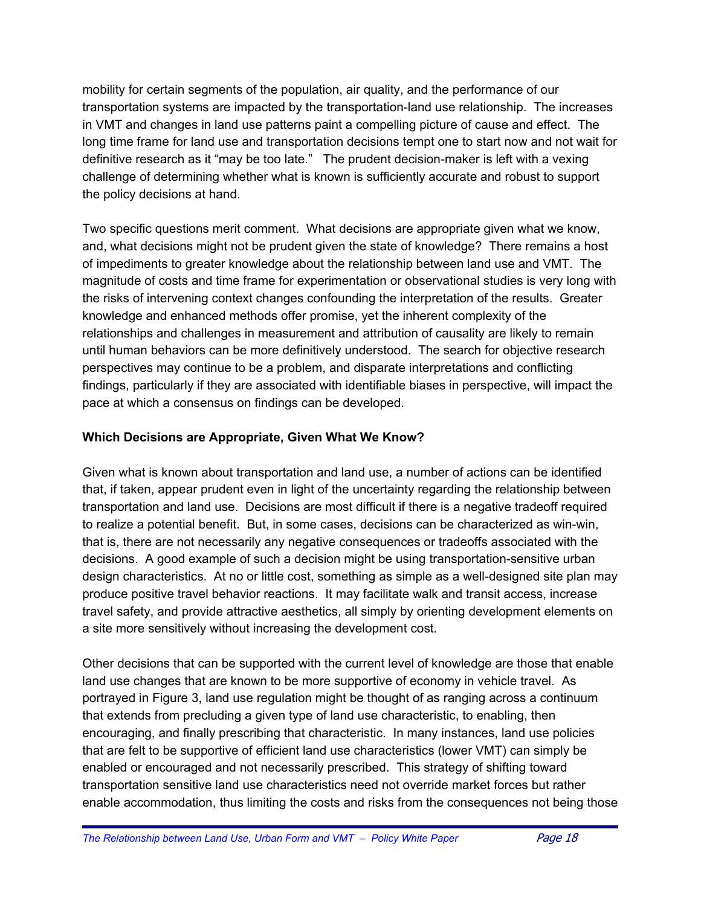mobility for certain segments of the population, air quality, and the performance of our transportation systems are impacted by the transportation-land use relationship. The increases in VMT and changes in land use patterns paint a compelling picture of cause and effect. The long time frame for land use and transportation decisions tempt one to start now and not wait for definitive research as it "may be too late." The prudent decision-maker is left with a vexing challenge of determining whether what is known is sufficiently accurate and robust to support the policy decisions at hand.

Two specific questions merit comment. What decisions are appropriate given what we know, and, what decisions might not be prudent given the state of knowledge? There remains a host of impediments to greater knowledge about the relationship between land use and VMT. The magnitude of costs and time frame for experimentation or observational studies is very long with the risks of intervening context changes confounding the interpretation of the results. Greater knowledge and enhanced methods offer promise, yet the inherent complexity of the relationships and challenges in measurement and attribution of causality are likely to remain until human behaviors can be more definitively understood. The search for objective research perspectives may continue to be a problem, and disparate interpretations and conflicting findings, particularly if they are associated with identifiable biases in perspective, will impact the pace at which a consensus on findings can be developed.

### Which Decisions are Appropriate, Given What We Know?

Given what is known about transportation and land use, a number of actions can be identified that, if taken, appear prudent even in light of the uncertainty regarding the relationship between transportation and land use. Decisions are most difficult if there is a negative tradeoff required to realize a potential benefit. But, in some cases, decisions can be characterized as win-win, that is, there are not necessarily any negative consequences or tradeoffs associated with the decisions. A good example of such a decision might be using transportation-sensitive urban design characteristics. At no or little cost, something as simple as a well-designed site plan may produce positive travel behavior reactions. It may facilitate walk and transit access, increase travel safety, and provide attractive aesthetics, all simply by orienting development elements on a site more sensitively without increasing the development cost.

Other decisions that can be supported with the current level of knowledge are those that enable land use changes that are known to be more supportive of economy in vehicle travel. As portrayed in Figure 3, land use regulation might be thought of as ranging across a continuum that extends from precluding a given type of land use characteristic, to enabling, then encouraging, and finally prescribing that characteristic. In many instances, land use policies that are felt to be supportive of efficient land use characteristics (lower VMT) can simply be enabled or encouraged and not necessarily prescribed. This strategy of shifting toward transportation sensitive land use characteristics need not override market forces but rather enable accommodation, thus limiting the costs and risks from the consequences not being those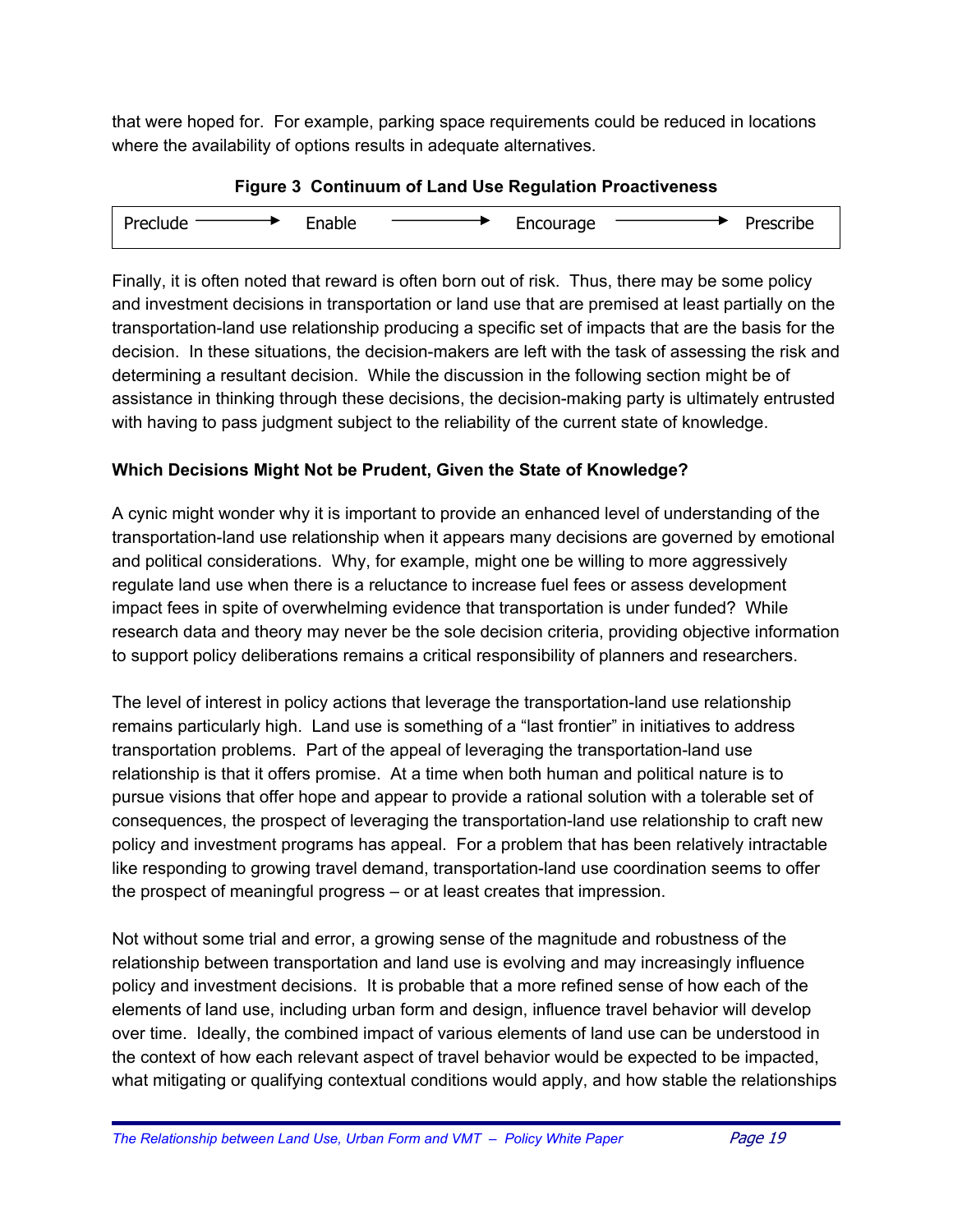that were hoped for. For example, parking space requirements could be reduced in locations where the availability of options results in adequate alternatives.

**Figure 3 Continuum of Land Use Regulation Proactiveness**

Preclude → Enable → Encourage → Prescribe

Finally, it is often noted that reward is often born out of risk. Thus, there may be some policy and investment decisions in transportation or land use that are premised at least partially on the transportation-land use relationship producing a specific set of impacts that are the basis for the decision. In these situations, the decision-makers are left with the task of assessing the risk and determining a resultant decision. While the discussion in the following section might be of assistance in thinking through these decisions, the decision-making party is ultimately entrusted with having to pass judgment subject to the reliability of the current state of knowledge.

**Which Decisions Might Not be Prudent, Given the State of Knowledge?**

A cynic might wonder why it is important to provide an enhanced level of understanding of the transportation-land use relationship when it appears many decisions are governed by emotional and political considerations. Why, for example, might one be willing to more aggressively regulate land use when there is a reluctance to increase fuel fees or assess development impact fees in spite of overwhelming evidence that transportation is under funded? While research data and theory may never be the sole decision criteria, providing objective information to support policy deliberations remains a critical responsibility of planners and researchers.

The level of interest in policy actions that leverage the transportation-land use relationship remains particularly high. Land use is something of a "last frontier" in initiatives to address transportation problems. Part of the appeal of leveraging the transportation-land use relationship is that it offers promise. At a time when both human and political nature is to pursue visions that offer hope and appear to provide a rational solution with a tolerable set of consequences, the prospect of leveraging the transportation-land use relationship to craft new policy and investment programs has appeal. For a problem that has been relatively intractable like responding to growing travel demand, transportation-land use coordination seems to offer the prospect of meaningful progress – or at least creates that impression.

Not without some trial and error, a growing sense of the magnitude and robustness of the relationship between transportation and land use is evolving and may increasingly influence policy and investment decisions. It is probable that a more refined sense of how each of the elements of land use, including urban form and design, influence travel behavior will develop over time. Ideally, the combined impact of various elements of land use can be understood in the context of how each relevant aspect of travel behavior would be expected to be impacted, what mitigating or qualifying contextual conditions would apply, and how stable the relationships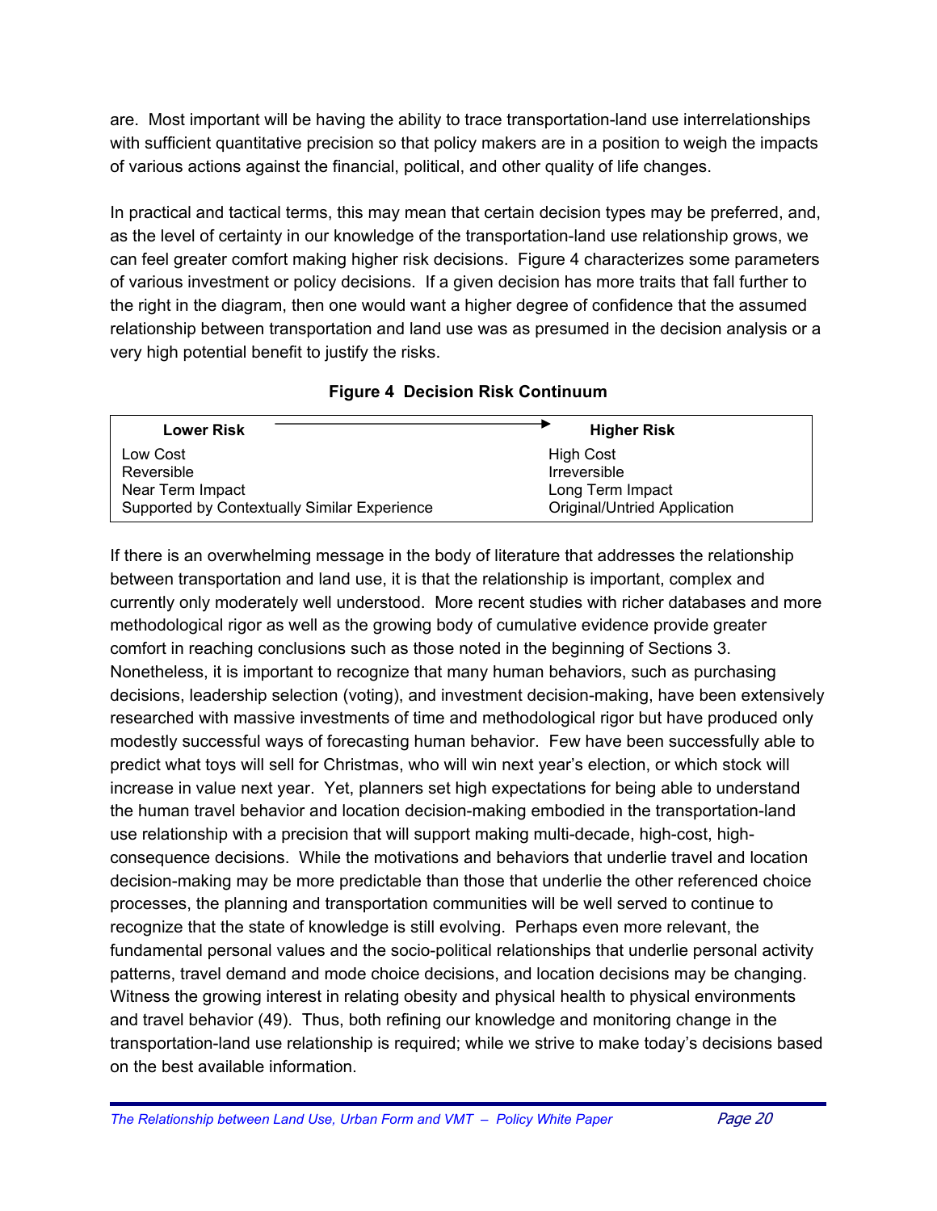are. Most important will be having the ability to trace transportation-land use interrelationships with sufficient quantitative precision so that policy makers are in a position to weigh the impacts of various actions against the financial, political, and other quality of life changes.

In practical and tactical terms, this may mean that certain decision types may be preferred, and, as the level of certainty in our knowledge of the transportation-land use relationship grows, we can feel greater comfort making higher risk decisions. Figure 4 characterizes some parameters of various investment or policy decisions. If a given decision has more traits that fall further to the right in the diagram, then one would want a higher degree of confidence that the assumed relationship between transportation and land use was as presumed in the decision analysis or a very high potential benefit to justify the risks.

**Figure 4 Decision Risk Continuum**

| **Lower Risk** → | **Higher Risk** |
|---|---|
| Low Cost | High Cost |
| Reversible | Irreversible |
| Near Term Impact | Long Term Impact |
| Supported by Contextually Similar Experience | Original/Untried Application |

If there is an overwhelming message in the body of literature that addresses the relationship between transportation and land use, it is that the relationship is important, complex and currently only moderately well understood. More recent studies with richer databases and more methodological rigor as well as the growing body of cumulative evidence provide greater comfort in reaching conclusions such as those noted in the beginning of Sections 3. Nonetheless, it is important to recognize that many human behaviors, such as purchasing decisions, leadership selection (voting), and investment decision-making, have been extensively researched with massive investments of time and methodological rigor but have produced only modestly successful ways of forecasting human behavior. Few have been successfully able to predict what toys will sell for Christmas, who will win next year's election, or which stock will increase in value next year. Yet, planners set high expectations for being able to understand the human travel behavior and location decision-making embodied in the transportation-land use relationship with a precision that will support making multi-decade, high-cost, high-consequence decisions. While the motivations and behaviors that underlie travel and location decision-making may be more predictable than those that underlie the other referenced choice processes, the planning and transportation communities will be well served to continue to recognize that the state of knowledge is still evolving. Perhaps even more relevant, the fundamental personal values and the socio-political relationships that underlie personal activity patterns, travel demand and mode choice decisions, and location decisions may be changing. Witness the growing interest in relating obesity and physical health to physical environments and travel behavior (49). Thus, both refining our knowledge and monitoring change in the transportation-land use relationship is required; while we strive to make today's decisions based on the best available information.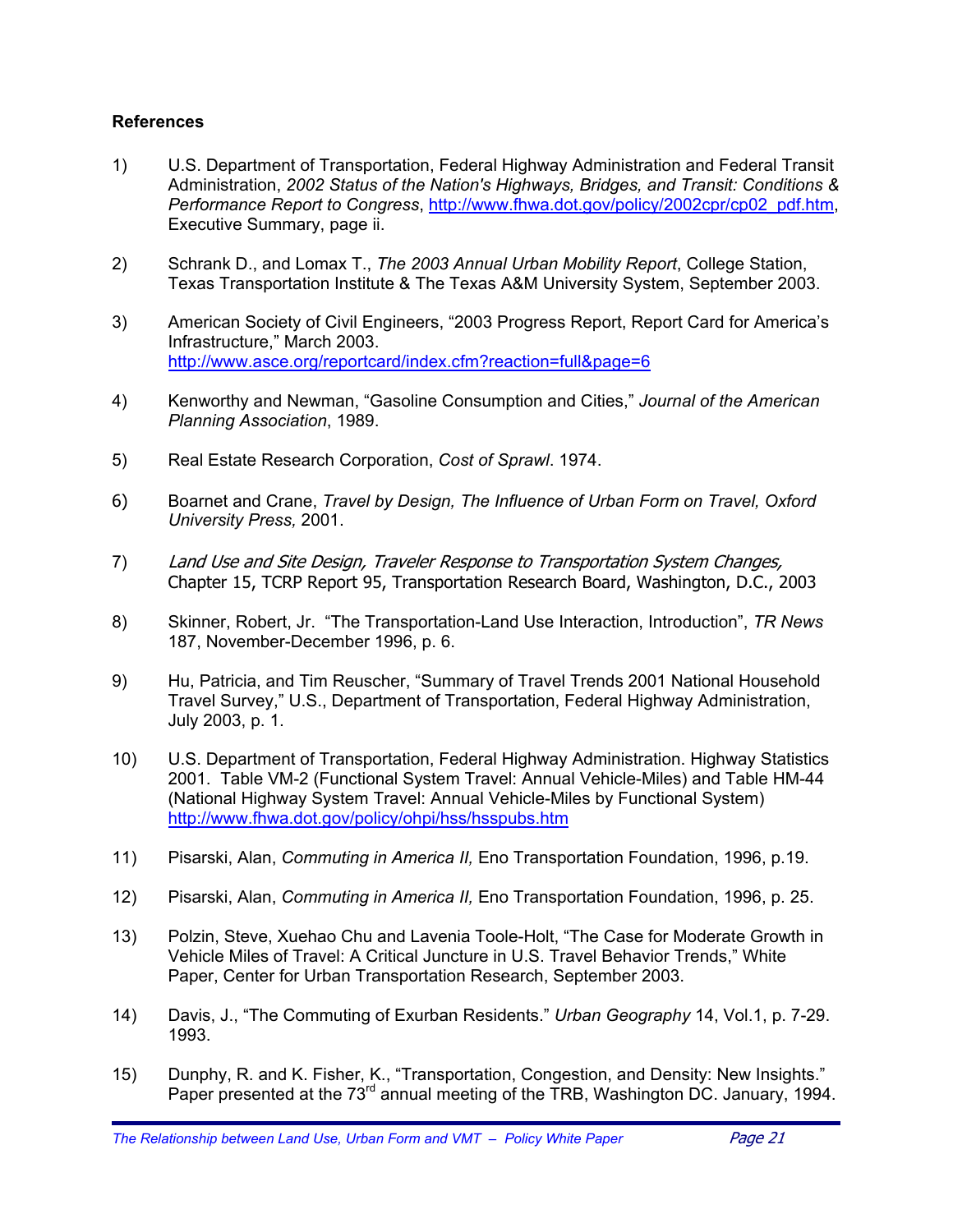**References**

1) U.S. Department of Transportation, Federal Highway Administration and Federal Transit Administration, *2002 Status of the Nation's Highways, Bridges, and Transit: Conditions & Performance Report to Congress*, http://www.fhwa.dot.gov/policy/2002cpr/cp02_pdf.htm, Executive Summary, page ii.

2) Schrank D., and Lomax T., *The 2003 Annual Urban Mobility Report*, College Station, Texas Transportation Institute & The Texas A&M University System, September 2003.

3) American Society of Civil Engineers, "2003 Progress Report, Report Card for America's Infrastructure," March 2003. http://www.asce.org/reportcard/index.cfm?reaction=full&page=6

4) Kenworthy and Newman, "Gasoline Consumption and Cities," *Journal of the American Planning Association*, 1989.

5) Real Estate Research Corporation, *Cost of Sprawl*. 1974.

6) Boarnet and Crane, *Travel by Design, The Influence of Urban Form on Travel, Oxford University Press,* 2001.

7) *Land Use and Site Design, Traveler Response to Transportation System Changes,* Chapter 15, TCRP Report 95, Transportation Research Board, Washington, D.C., 2003

8) Skinner, Robert, Jr. "The Transportation-Land Use Interaction, Introduction", *TR News* 187, November-December 1996, p. 6.

9) Hu, Patricia, and Tim Reuscher, "Summary of Travel Trends 2001 National Household Travel Survey," U.S., Department of Transportation, Federal Highway Administration, July 2003, p. 1.

10) U.S. Department of Transportation, Federal Highway Administration. Highway Statistics 2001. Table VM-2 (Functional System Travel: Annual Vehicle-Miles) and Table HM-44 (National Highway System Travel: Annual Vehicle-Miles by Functional System) http://www.fhwa.dot.gov/policy/ohpi/hss/hsspubs.htm

11) Pisarski, Alan, *Commuting in America II,* Eno Transportation Foundation, 1996, p.19.

12) Pisarski, Alan, *Commuting in America II,* Eno Transportation Foundation, 1996, p. 25.

13) Polzin, Steve, Xuehao Chu and Lavenia Toole-Holt, "The Case for Moderate Growth in Vehicle Miles of Travel: A Critical Juncture in U.S. Travel Behavior Trends," White Paper, Center for Urban Transportation Research, September 2003.

14) Davis, J., "The Commuting of Exurban Residents." *Urban Geography* 14, Vol.1, p. 7-29. 1993.

15) Dunphy, R. and K. Fisher, K., "Transportation, Congestion, and Density: New Insights." Paper presented at the 73rd annual meeting of the TRB, Washington DC. January, 1994.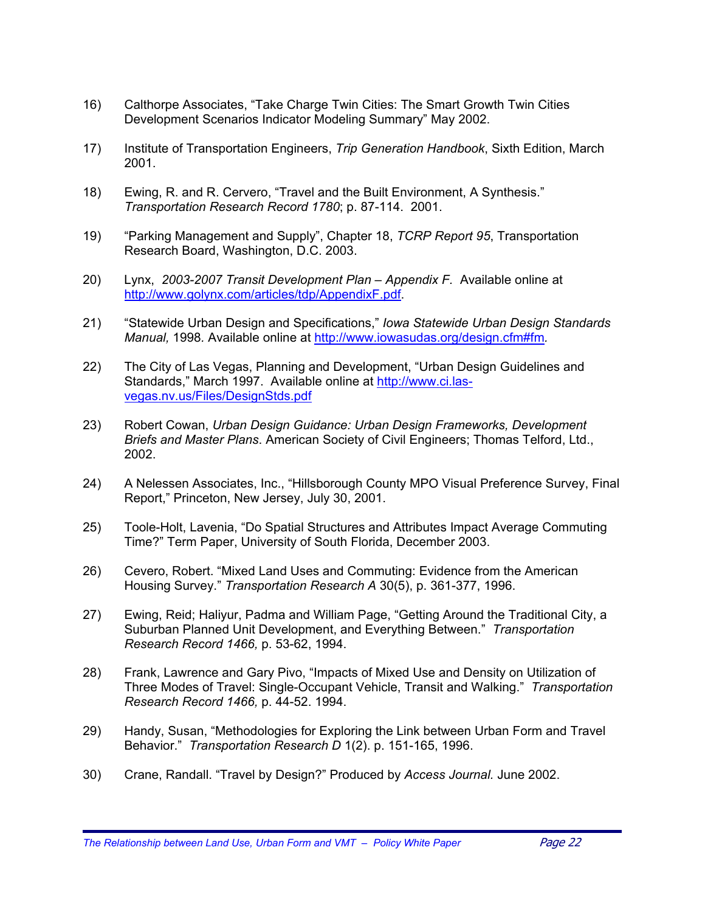16) Calthorpe Associates, “Take Charge Twin Cities: The Smart Growth Twin Cities Development Scenarios Indicator Modeling Summary” May 2002.

17) Institute of Transportation Engineers, *Trip Generation Handbook*, Sixth Edition, March 2001.

18) Ewing, R. and R. Cervero, “Travel and the Built Environment, A Synthesis.” *Transportation Research Record 1780*; p. 87-114. 2001.

19) “Parking Management and Supply”, Chapter 18, *TCRP Report 95*, Transportation Research Board, Washington, D.C. 2003.

20) Lynx, *2003-2007 Transit Development Plan – Appendix F.* Available online at http://www.golynx.com/articles/tdp/AppendixF.pdf.

21) “Statewide Urban Design and Specifications,” *Iowa Statewide Urban Design Standards Manual,* 1998. Available online at http://www.iowasudas.org/design.cfm#fm.

22) The City of Las Vegas, Planning and Development, “Urban Design Guidelines and Standards,” March 1997. Available online at http://www.ci.las-vegas.nv.us/Files/DesignStds.pdf

23) Robert Cowan, *Urban Design Guidance: Urban Design Frameworks, Development Briefs and Master Plans*. American Society of Civil Engineers; Thomas Telford, Ltd., 2002.

24) A Nelessen Associates, Inc., “Hillsborough County MPO Visual Preference Survey, Final Report,” Princeton, New Jersey, July 30, 2001.

25) Toole-Holt, Lavenia, “Do Spatial Structures and Attributes Impact Average Commuting Time?” Term Paper, University of South Florida, December 2003.

26) Cevero, Robert. “Mixed Land Uses and Commuting: Evidence from the American Housing Survey.” *Transportation Research A* 30(5), p. 361-377, 1996.

27) Ewing, Reid; Haliyur, Padma and William Page, “Getting Around the Traditional City, a Suburban Planned Unit Development, and Everything Between.” *Transportation Research Record 1466,* p. 53-62, 1994.

28) Frank, Lawrence and Gary Pivo, “Impacts of Mixed Use and Density on Utilization of Three Modes of Travel: Single-Occupant Vehicle, Transit and Walking.” *Transportation Research Record 1466,* p. 44-52. 1994.

29) Handy, Susan, “Methodologies for Exploring the Link between Urban Form and Travel Behavior.” *Transportation Research D* 1(2). p. 151-165, 1996.

30) Crane, Randall. “Travel by Design?” Produced by *Access Journal.* June 2002.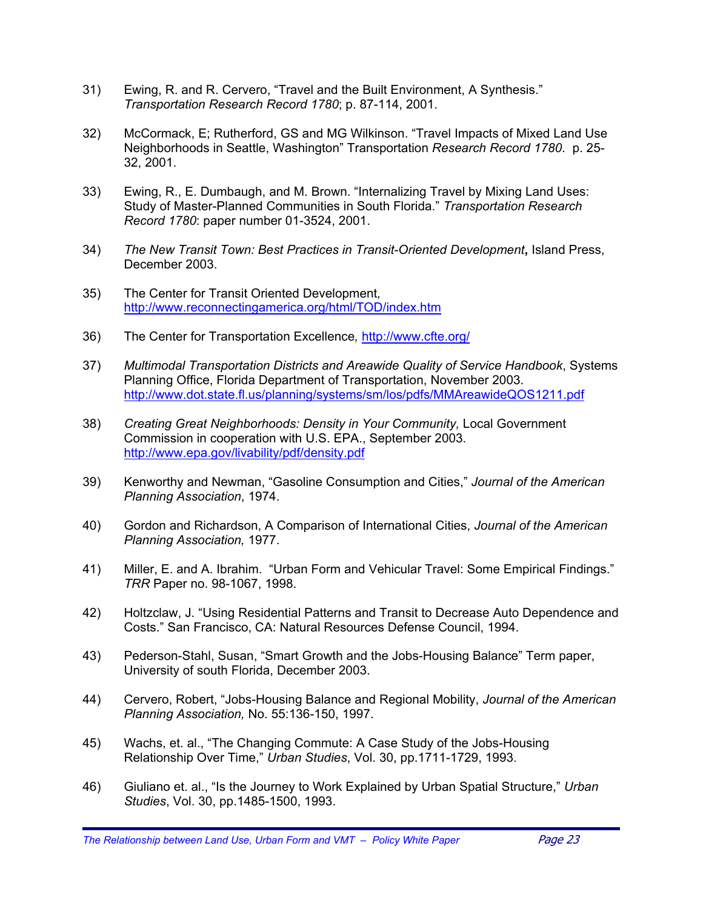31) Ewing, R. and R. Cervero, “Travel and the Built Environment, A Synthesis.” *Transportation Research Record 1780*; p. 87-114, 2001.

32) McCormack, E; Rutherford, GS and MG Wilkinson. “Travel Impacts of Mixed Land Use Neighborhoods in Seattle, Washington” Transportation *Research Record 1780*. p. 25-32, 2001.

33) Ewing, R., E. Dumbaugh, and M. Brown. “Internalizing Travel by Mixing Land Uses: Study of Master-Planned Communities in South Florida.” *Transportation Research Record 1780*: paper number 01-3524, 2001.

34) *The New Transit Town: Best Practices in Transit-Oriented Development***,** Island Press, December 2003.

35) The Center for Transit Oriented Development, http://www.reconnectingamerica.org/html/TOD/index.htm

36) The Center for Transportation Excellence, http://www.cfte.org/

37) *Multimodal Transportation Districts and Areawide Quality of Service Handbook*, Systems Planning Office, Florida Department of Transportation, November 2003. http://www.dot.state.fl.us/planning/systems/sm/los/pdfs/MMAreawideQOS1211.pdf

38) *Creating Great Neighborhoods: Density in Your Community,* Local Government Commission in cooperation with U.S. EPA., September 2003. http://www.epa.gov/livability/pdf/density.pdf

39) Kenworthy and Newman, “Gasoline Consumption and Cities,” *Journal of the American Planning Association*, 1974.

40) Gordon and Richardson, A Comparison of International Cities, *Journal of the American Planning Association,* 1977.

41) Miller, E. and A. Ibrahim. “Urban Form and Vehicular Travel: Some Empirical Findings.” *TRR* Paper no. 98-1067, 1998.

42) Holtzclaw, J. “Using Residential Patterns and Transit to Decrease Auto Dependence and Costs.” San Francisco, CA: Natural Resources Defense Council, 1994.

43) Pederson-Stahl, Susan, “Smart Growth and the Jobs-Housing Balance” Term paper, University of south Florida, December 2003.

44) Cervero, Robert, “Jobs-Housing Balance and Regional Mobility, *Journal of the American Planning Association,* No. 55:136-150, 1997.

45) Wachs, et. al., “The Changing Commute: A Case Study of the Jobs-Housing Relationship Over Time,” *Urban Studies*, Vol. 30, pp.1711-1729, 1993.

46) Giuliano et. al., “Is the Journey to Work Explained by Urban Spatial Structure,” *Urban Studies*, Vol. 30, pp.1485-1500, 1993.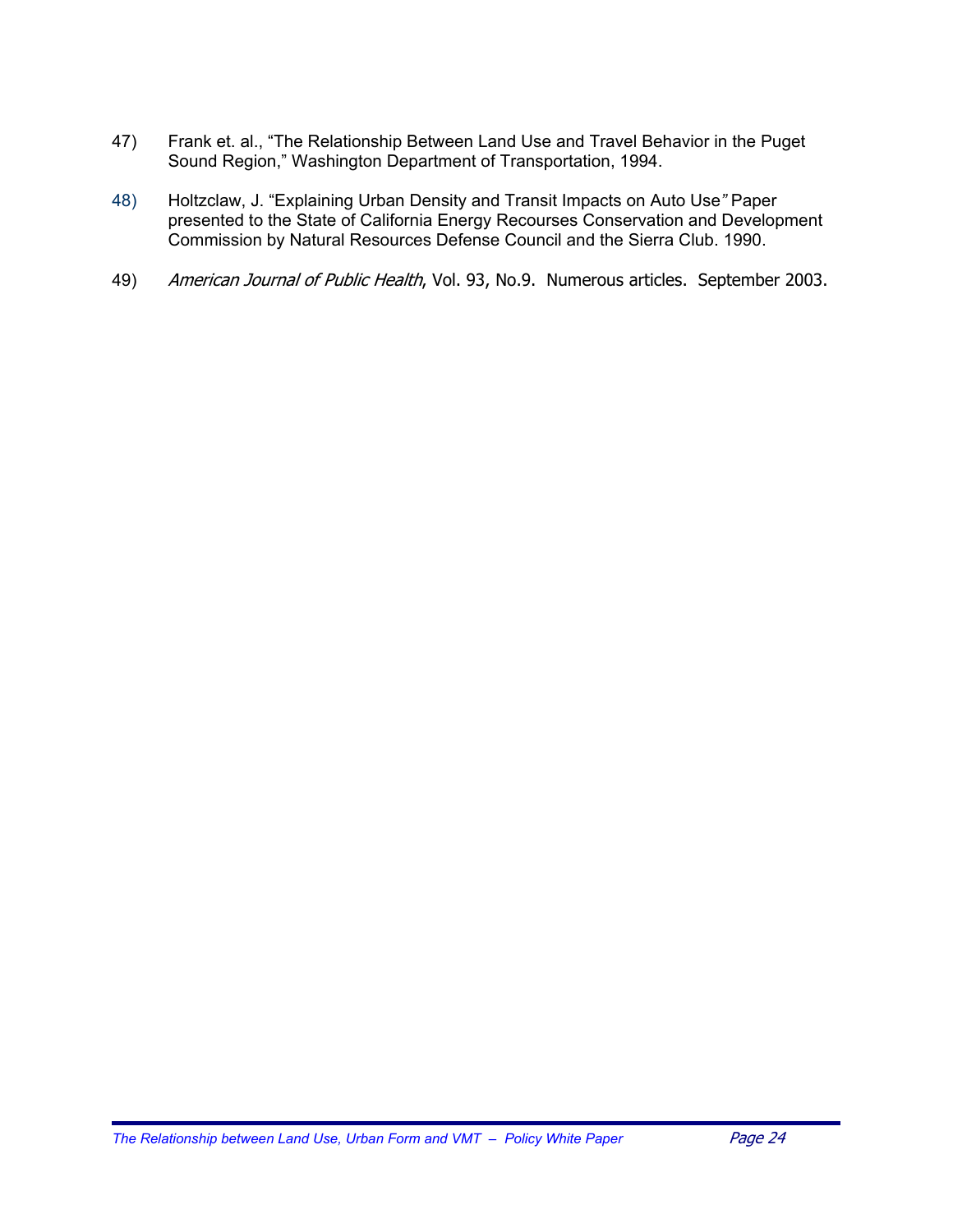47) Frank et. al., "The Relationship Between Land Use and Travel Behavior in the Puget Sound Region," Washington Department of Transportation, 1994.

48) Holtzclaw, J. "Explaining Urban Density and Transit Impacts on Auto Use" Paper presented to the State of California Energy Recourses Conservation and Development Commission by Natural Resources Defense Council and the Sierra Club. 1990.

49) *American Journal of Public Health*, Vol. 93, No.9. Numerous articles. September 2003.